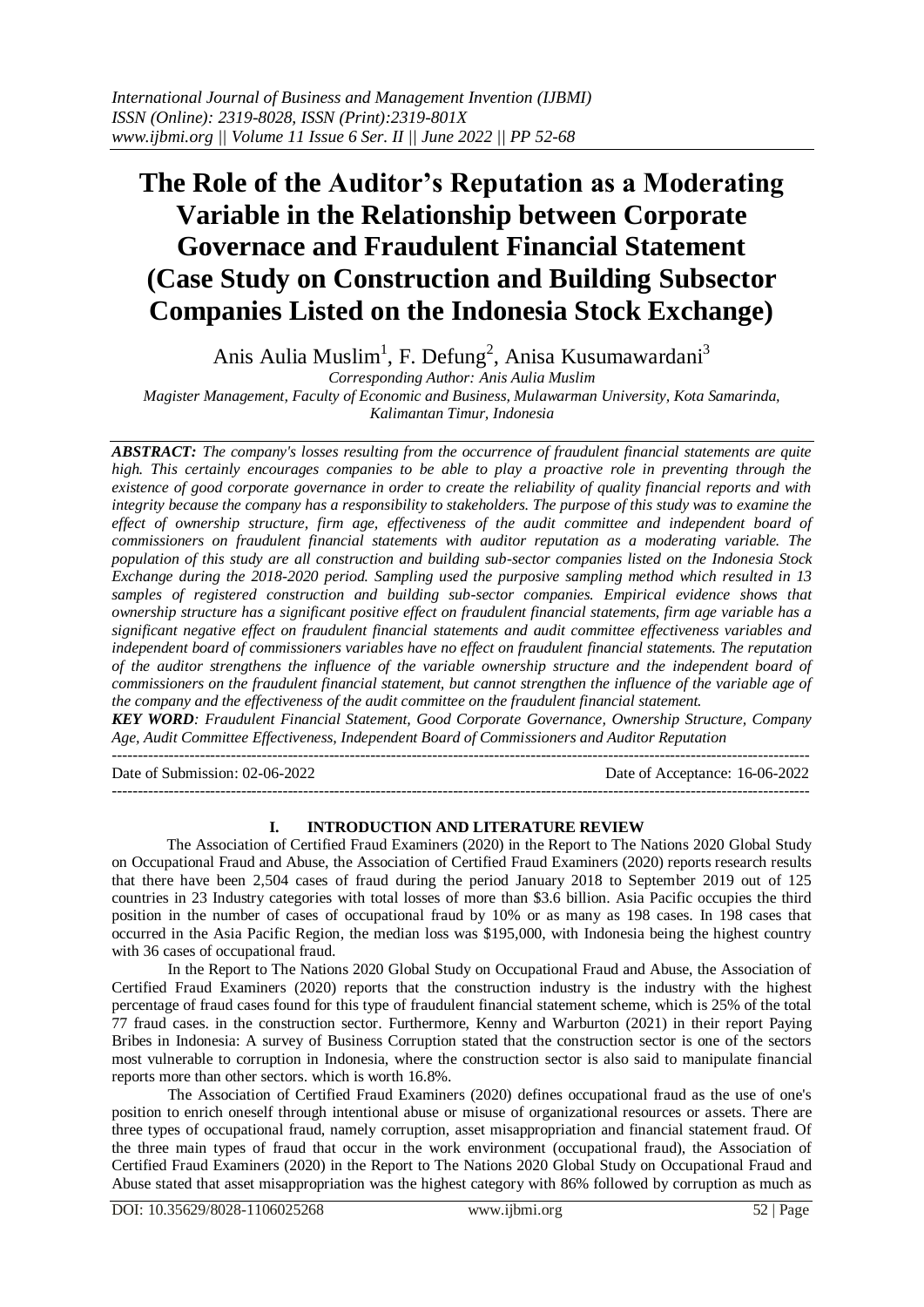# The Role of the Auditor's Reputation as a Moderating Variable in the Relationship between Corporate Governace and Fraudulent Financial Statement (Case Study on Construction and Building Subsector Companies Listed on the Indonesia Stock Exchange)

Anis Aulia Muslim[1], F. Defung[2], Anisa Kusumawardani[3]

*Corresponding Author: Anis Aulia Muslim*

*Magister Management, Faculty of Economic and Business, Mulawarman University, Kota Samarinda, Kalimantan Timur, Indonesia*

***ABSTRACT:** The company's losses resulting from the occurrence of fraudulent financial statements are quite high. This certainly encourages companies to be able to play a proactive role in preventing through the existence of good corporate governance in order to create the reliability of quality financial reports and with integrity because the company has a responsibility to stakeholders. The purpose of this study was to examine the effect of ownership structure, firm age, effectiveness of the audit committee and independent board of commissioners on fraudulent financial statements with auditor reputation as a moderating variable. The population of this study are all construction and building sub-sector companies listed on the Indonesia Stock Exchange during the 2018-2020 period. Sampling used the purposive sampling method which resulted in 13 samples of registered construction and building sub-sector companies. Empirical evidence shows that ownership structure has a significant positive effect on fraudulent financial statements, firm age variable has a significant negative effect on fraudulent financial statements and audit committee effectiveness variables and independent board of commissioners variables have no effect on fraudulent financial statements. The reputation of the auditor strengthens the influence of the variable ownership structure and the independent board of commissioners on the fraudulent financial statement, but cannot strengthen the influence of the variable age of the company and the effectiveness of the audit committee on the fraudulent financial statement.*

***KEY WORD**: Fraudulent Financial Statement, Good Corporate Governance, Ownership Structure, Company Age, Audit Committee Effectiveness, Independent Board of Commissioners and Auditor Reputation*

---

Date of Submission: 02-06-2022 | Date of Acceptance: 16-06-2022

---

## I. INTRODUCTION AND LITERATURE REVIEW

The Association of Certified Fraud Examiners (2020) in the Report to The Nations 2020 Global Study on Occupational Fraud and Abuse, the Association of Certified Fraud Examiners (2020) reports research results that there have been 2,504 cases of fraud during the period January 2018 to September 2019 out of 125 countries in 23 Industry categories with total losses of more than $3.6 billion. Asia Pacific occupies the third position in the number of cases of occupational fraud by 10% or as many as 198 cases. In 198 cases that occurred in the Asia Pacific Region, the median loss was $195,000, with Indonesia being the highest country with 36 cases of occupational fraud.

In the Report to The Nations 2020 Global Study on Occupational Fraud and Abuse, the Association of Certified Fraud Examiners (2020) reports that the construction industry is the industry with the highest percentage of fraud cases found for this type of fraudulent financial statement scheme, which is 25% of the total 77 fraud cases. in the construction sector. Furthermore, Kenny and Warburton (2021) in their report Paying Bribes in Indonesia: A survey of Business Corruption stated that the construction sector is one of the sectors most vulnerable to corruption in Indonesia, where the construction sector is also said to manipulate financial reports more than other sectors. which is worth 16.8%.

The Association of Certified Fraud Examiners (2020) defines occupational fraud as the use of one's position to enrich oneself through intentional abuse or misuse of organizational resources or assets. There are three types of occupational fraud, namely corruption, asset misappropriation and financial statement fraud. Of the three main types of fraud that occur in the work environment (occupational fraud), the Association of Certified Fraud Examiners (2020) in the Report to The Nations 2020 Global Study on Occupational Fraud and Abuse stated that asset misappropriation was the highest category with 86% followed by corruption as much as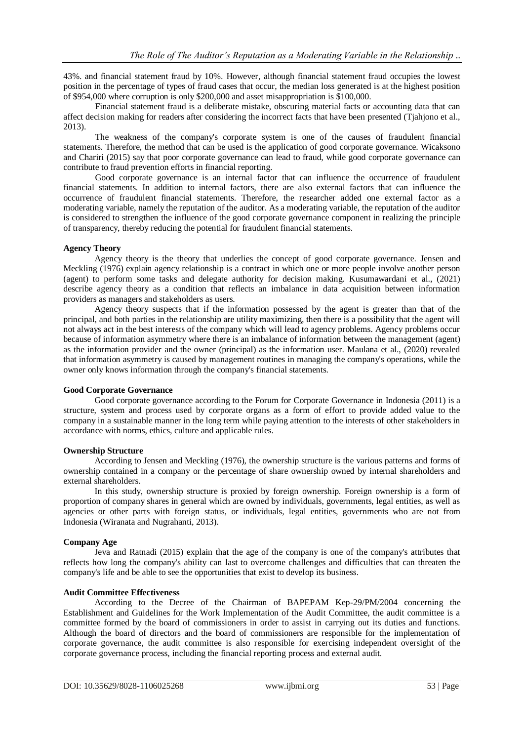43%. and financial statement fraud by 10%. However, although financial statement fraud occupies the lowest position in the percentage of types of fraud cases that occur, the median loss generated is at the highest position of $954,000 where corruption is only $200,000 and asset misappropriation is $100,000.

Financial statement fraud is a deliberate mistake, obscuring material facts or accounting data that can affect decision making for readers after considering the incorrect facts that have been presented (Tjahjono et al., 2013).

The weakness of the company's corporate system is one of the causes of fraudulent financial statements. Therefore, the method that can be used is the application of good corporate governance. Wicaksono and Chariri (2015) say that poor corporate governance can lead to fraud, while good corporate governance can contribute to fraud prevention efforts in financial reporting.

Good corporate governance is an internal factor that can influence the occurrence of fraudulent financial statements. In addition to internal factors, there are also external factors that can influence the occurrence of fraudulent financial statements. Therefore, the researcher added one external factor as a moderating variable, namely the reputation of the auditor. As a moderating variable, the reputation of the auditor is considered to strengthen the influence of the good corporate governance component in realizing the principle of transparency, thereby reducing the potential for fraudulent financial statements.

**Agency Theory**

Agency theory is the theory that underlies the concept of good corporate governance. Jensen and Meckling (1976) explain agency relationship is a contract in which one or more people involve another person (agent) to perform some tasks and delegate authority for decision making. Kusumawardani et al., (2021) describe agency theory as a condition that reflects an imbalance in data acquisition between information providers as managers and stakeholders as users.

Agency theory suspects that if the information possessed by the agent is greater than that of the principal, and both parties in the relationship are utility maximizing, then there is a possibility that the agent will not always act in the best interests of the company which will lead to agency problems. Agency problems occur because of information asymmetry where there is an imbalance of information between the management (agent) as the information provider and the owner (principal) as the information user. Maulana et al., (2020) revealed that information asymmetry is caused by management routines in managing the company's operations, while the owner only knows information through the company's financial statements.

**Good Corporate Governance**

Good corporate governance according to the Forum for Corporate Governance in Indonesia (2011) is a structure, system and process used by corporate organs as a form of effort to provide added value to the company in a sustainable manner in the long term while paying attention to the interests of other stakeholders in accordance with norms, ethics, culture and applicable rules.

**Ownership Structure**

According to Jensen and Meckling (1976), the ownership structure is the various patterns and forms of ownership contained in a company or the percentage of share ownership owned by internal shareholders and external shareholders.

In this study, ownership structure is proxied by foreign ownership. Foreign ownership is a form of proportion of company shares in general which are owned by individuals, governments, legal entities, as well as agencies or other parts with foreign status, or individuals, legal entities, governments who are not from Indonesia (Wiranata and Nugrahanti, 2013).

**Company Age**

Jeva and Ratnadi (2015) explain that the age of the company is one of the company's attributes that reflects how long the company's ability can last to overcome challenges and difficulties that can threaten the company's life and be able to see the opportunities that exist to develop its business.

**Audit Committee Effectiveness**

According to the Decree of the Chairman of BAPEPAM Kep-29/PM/2004 concerning the Establishment and Guidelines for the Work Implementation of the Audit Committee, the audit committee is a committee formed by the board of commissioners in order to assist in carrying out its duties and functions. Although the board of directors and the board of commissioners are responsible for the implementation of corporate governance, the audit committee is also responsible for exercising independent oversight of the corporate governance process, including the financial reporting process and external audit.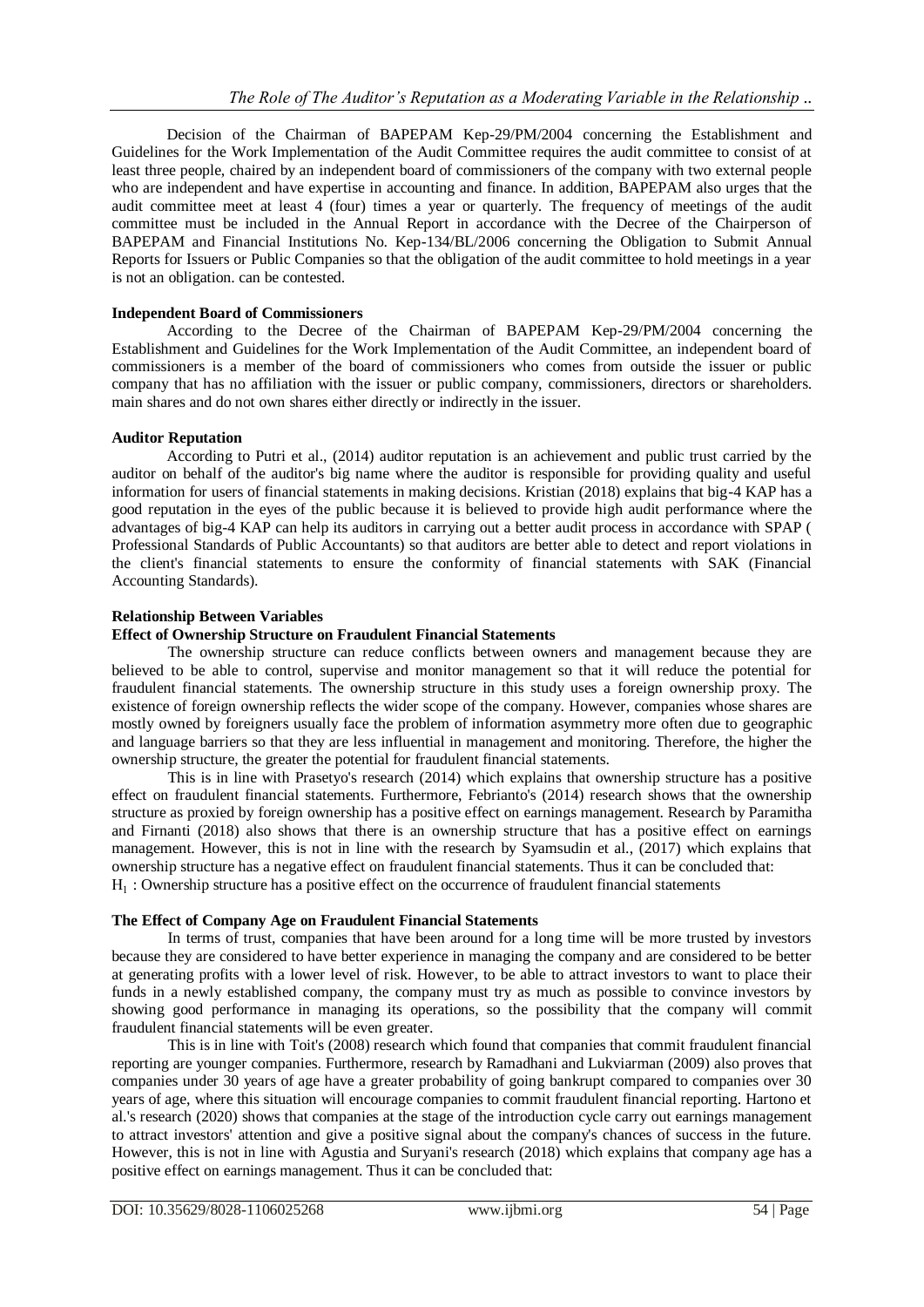Decision of the Chairman of BAPEPAM Kep-29/PM/2004 concerning the Establishment and Guidelines for the Work Implementation of the Audit Committee requires the audit committee to consist of at least three people, chaired by an independent board of commissioners of the company with two external people who are independent and have expertise in accounting and finance. In addition, BAPEPAM also urges that the audit committee meet at least 4 (four) times a year or quarterly. The frequency of meetings of the audit committee must be included in the Annual Report in accordance with the Decree of the Chairperson of BAPEPAM and Financial Institutions No. Kep-134/BL/2006 concerning the Obligation to Submit Annual Reports for Issuers or Public Companies so that the obligation of the audit committee to hold meetings in a year is not an obligation. can be contested.

**Independent Board of Commissioners**

According to the Decree of the Chairman of BAPEPAM Kep-29/PM/2004 concerning the Establishment and Guidelines for the Work Implementation of the Audit Committee, an independent board of commissioners is a member of the board of commissioners who comes from outside the issuer or public company that has no affiliation with the issuer or public company, commissioners, directors or shareholders. main shares and do not own shares either directly or indirectly in the issuer.

**Auditor Reputation**

According to Putri et al., (2014) auditor reputation is an achievement and public trust carried by the auditor on behalf of the auditor's big name where the auditor is responsible for providing quality and useful information for users of financial statements in making decisions. Kristian (2018) explains that big-4 KAP has a good reputation in the eyes of the public because it is believed to provide high audit performance where the advantages of big-4 KAP can help its auditors in carrying out a better audit process in accordance with SPAP ( Professional Standards of Public Accountants) so that auditors are better able to detect and report violations in the client's financial statements to ensure the conformity of financial statements with SAK (Financial Accounting Standards).

**Relationship Between Variables**

**Effect of Ownership Structure on Fraudulent Financial Statements**

The ownership structure can reduce conflicts between owners and management because they are believed to be able to control, supervise and monitor management so that it will reduce the potential for fraudulent financial statements. The ownership structure in this study uses a foreign ownership proxy. The existence of foreign ownership reflects the wider scope of the company. However, companies whose shares are mostly owned by foreigners usually face the problem of information asymmetry more often due to geographic and language barriers so that they are less influential in management and monitoring. Therefore, the higher the ownership structure, the greater the potential for fraudulent financial statements.

This is in line with Prasetyo's research (2014) which explains that ownership structure has a positive effect on fraudulent financial statements. Furthermore, Febrianto's (2014) research shows that the ownership structure as proxied by foreign ownership has a positive effect on earnings management. Research by Paramitha and Firnanti (2018) also shows that there is an ownership structure that has a positive effect on earnings management. However, this is not in line with the research by Syamsudin et al., (2017) which explains that ownership structure has a negative effect on fraudulent financial statements. Thus it can be concluded that:

$H_1$ : Ownership structure has a positive effect on the occurrence of fraudulent financial statements

**The Effect of Company Age on Fraudulent Financial Statements**

In terms of trust, companies that have been around for a long time will be more trusted by investors because they are considered to have better experience in managing the company and are considered to be better at generating profits with a lower level of risk. However, to be able to attract investors to want to place their funds in a newly established company, the company must try as much as possible to convince investors by showing good performance in managing its operations, so the possibility that the company will commit fraudulent financial statements will be even greater.

This is in line with Toit's (2008) research which found that companies that commit fraudulent financial reporting are younger companies. Furthermore, research by Ramadhani and Lukviarman (2009) also proves that companies under 30 years of age have a greater probability of going bankrupt compared to companies over 30 years of age, where this situation will encourage companies to commit fraudulent financial reporting. Hartono et al.'s research (2020) shows that companies at the stage of the introduction cycle carry out earnings management to attract investors' attention and give a positive signal about the company's chances of success in the future. However, this is not in line with Agustia and Suryani's research (2018) which explains that company age has a positive effect on earnings management. Thus it can be concluded that: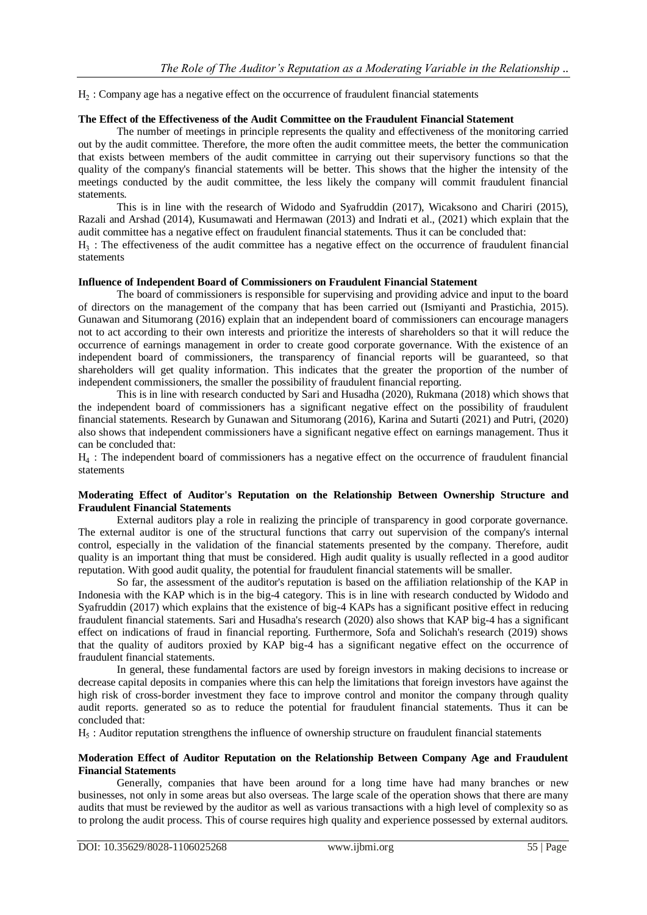$H_2$ : Company age has a negative effect on the occurrence of fraudulent financial statements

**The Effect of the Effectiveness of the Audit Committee on the Fraudulent Financial Statement**

The number of meetings in principle represents the quality and effectiveness of the monitoring carried out by the audit committee. Therefore, the more often the audit committee meets, the better the communication that exists between members of the audit committee in carrying out their supervisory functions so that the quality of the company's financial statements will be better. This shows that the higher the intensity of the meetings conducted by the audit committee, the less likely the company will commit fraudulent financial statements.

This is in line with the research of Widodo and Syafruddin (2017), Wicaksono and Chariri (2015), Razali and Arshad (2014), Kusumawati and Hermawan (2013) and Indrati et al., (2021) which explain that the audit committee has a negative effect on fraudulent financial statements. Thus it can be concluded that:

$H_3$ : The effectiveness of the audit committee has a negative effect on the occurrence of fraudulent financial statements

**Influence of Independent Board of Commissioners on Fraudulent Financial Statement**

The board of commissioners is responsible for supervising and providing advice and input to the board of directors on the management of the company that has been carried out (Ismiyanti and Prastichia, 2015). Gunawan and Situmorang (2016) explain that an independent board of commissioners can encourage managers not to act according to their own interests and prioritize the interests of shareholders so that it will reduce the occurrence of earnings management in order to create good corporate governance. With the existence of an independent board of commissioners, the transparency of financial reports will be guaranteed, so that shareholders will get quality information. This indicates that the greater the proportion of the number of independent commissioners, the smaller the possibility of fraudulent financial reporting.

This is in line with research conducted by Sari and Husadha (2020), Rukmana (2018) which shows that the independent board of commissioners has a significant negative effect on the possibility of fraudulent financial statements. Research by Gunawan and Situmorang (2016), Karina and Sutarti (2021) and Putri, (2020) also shows that independent commissioners have a significant negative effect on earnings management. Thus it can be concluded that:

$H_4$ : The independent board of commissioners has a negative effect on the occurrence of fraudulent financial statements

**Moderating Effect of Auditor's Reputation on the Relationship Between Ownership Structure and Fraudulent Financial Statements**

External auditors play a role in realizing the principle of transparency in good corporate governance. The external auditor is one of the structural functions that carry out supervision of the company's internal control, especially in the validation of the financial statements presented by the company. Therefore, audit quality is an important thing that must be considered. High audit quality is usually reflected in a good auditor reputation. With good audit quality, the potential for fraudulent financial statements will be smaller.

So far, the assessment of the auditor's reputation is based on the affiliation relationship of the KAP in Indonesia with the KAP which is in the big-4 category. This is in line with research conducted by Widodo and Syafruddin (2017) which explains that the existence of big-4 KAPs has a significant positive effect in reducing fraudulent financial statements. Sari and Husadha's research (2020) also shows that KAP big-4 has a significant effect on indications of fraud in financial reporting. Furthermore, Sofa and Solichah's research (2019) shows that the quality of auditors proxied by KAP big-4 has a significant negative effect on the occurrence of fraudulent financial statements.

In general, these fundamental factors are used by foreign investors in making decisions to increase or decrease capital deposits in companies where this can help the limitations that foreign investors have against the high risk of cross-border investment they face to improve control and monitor the company through quality audit reports. generated so as to reduce the potential for fraudulent financial statements. Thus it can be concluded that:

$H_5$ : Auditor reputation strengthens the influence of ownership structure on fraudulent financial statements

**Moderation Effect of Auditor Reputation on the Relationship Between Company Age and Fraudulent Financial Statements**

Generally, companies that have been around for a long time have had many branches or new businesses, not only in some areas but also overseas. The large scale of the operation shows that there are many audits that must be reviewed by the auditor as well as various transactions with a high level of complexity so as to prolong the audit process. This of course requires high quality and experience possessed by external auditors.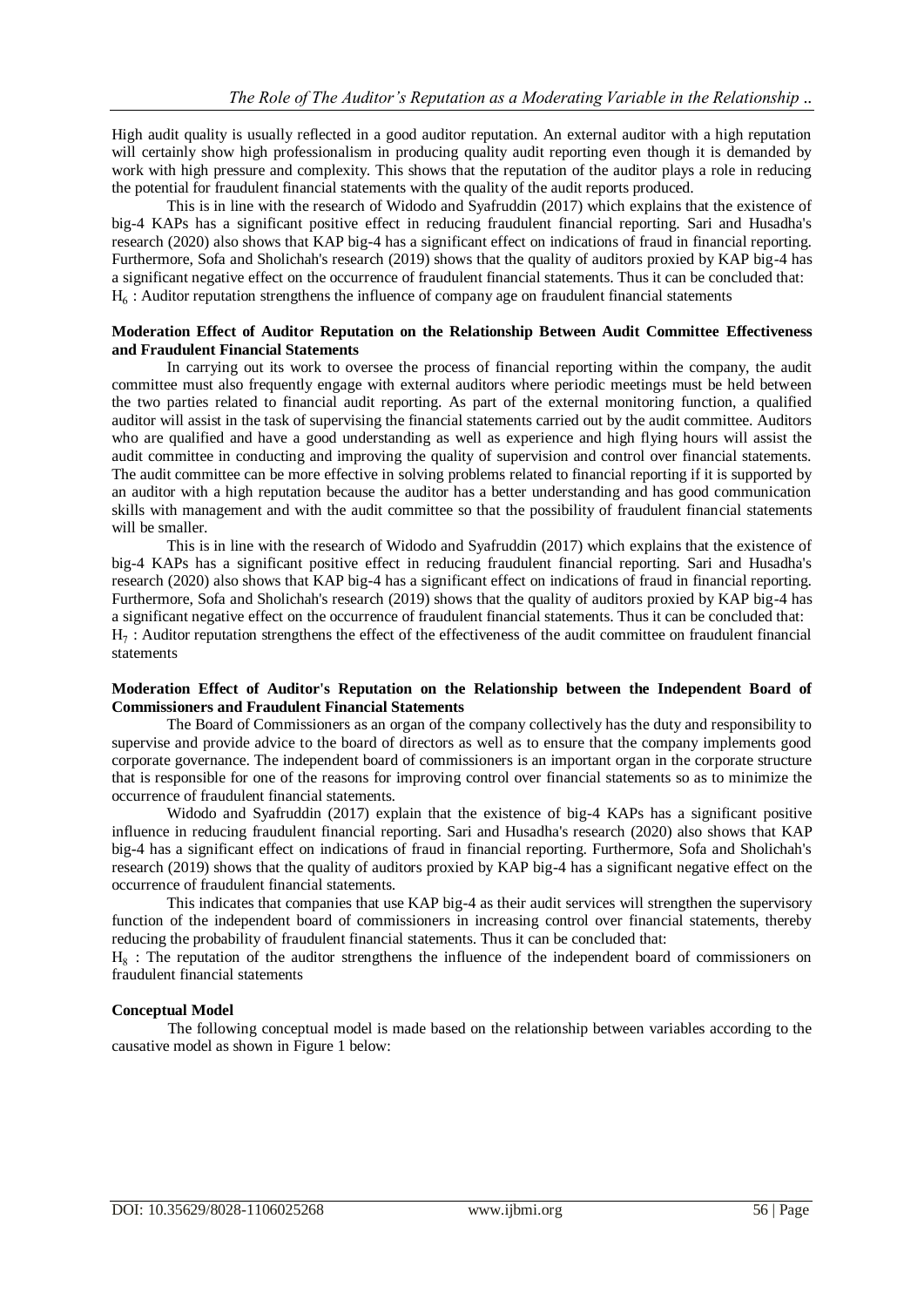High audit quality is usually reflected in a good auditor reputation. An external auditor with a high reputation will certainly show high professionalism in producing quality audit reporting even though it is demanded by work with high pressure and complexity. This shows that the reputation of the auditor plays a role in reducing the potential for fraudulent financial statements with the quality of the audit reports produced.

This is in line with the research of Widodo and Syafruddin (2017) which explains that the existence of big-4 KAPs has a significant positive effect in reducing fraudulent financial reporting. Sari and Husadha's research (2020) also shows that KAP big-4 has a significant effect on indications of fraud in financial reporting. Furthermore, Sofa and Sholichah's research (2019) shows that the quality of auditors proxied by KAP big-4 has a significant negative effect on the occurrence of fraudulent financial statements. Thus it can be concluded that:
$H_6$ : Auditor reputation strengthens the influence of company age on fraudulent financial statements

**Moderation Effect of Auditor Reputation on the Relationship Between Audit Committee Effectiveness and Fraudulent Financial Statements**

In carrying out its work to oversee the process of financial reporting within the company, the audit committee must also frequently engage with external auditors where periodic meetings must be held between the two parties related to financial audit reporting. As part of the external monitoring function, a qualified auditor will assist in the task of supervising the financial statements carried out by the audit committee. Auditors who are qualified and have a good understanding as well as experience and high flying hours will assist the audit committee in conducting and improving the quality of supervision and control over financial statements. The audit committee can be more effective in solving problems related to financial reporting if it is supported by an auditor with a high reputation because the auditor has a better understanding and has good communication skills with management and with the audit committee so that the possibility of fraudulent financial statements will be smaller.

This is in line with the research of Widodo and Syafruddin (2017) which explains that the existence of big-4 KAPs has a significant positive effect in reducing fraudulent financial reporting. Sari and Husadha's research (2020) also shows that KAP big-4 has a significant effect on indications of fraud in financial reporting. Furthermore, Sofa and Sholichah's research (2019) shows that the quality of auditors proxied by KAP big-4 has a significant negative effect on the occurrence of fraudulent financial statements. Thus it can be concluded that:
$H_7$ : Auditor reputation strengthens the effect of the effectiveness of the audit committee on fraudulent financial statements

**Moderation Effect of Auditor's Reputation on the Relationship between the Independent Board of Commissioners and Fraudulent Financial Statements**

The Board of Commissioners as an organ of the company collectively has the duty and responsibility to supervise and provide advice to the board of directors as well as to ensure that the company implements good corporate governance. The independent board of commissioners is an important organ in the corporate structure that is responsible for one of the reasons for improving control over financial statements so as to minimize the occurrence of fraudulent financial statements.

Widodo and Syafruddin (2017) explain that the existence of big-4 KAPs has a significant positive influence in reducing fraudulent financial reporting. Sari and Husadha's research (2020) also shows that KAP big-4 has a significant effect on indications of fraud in financial reporting. Furthermore, Sofa and Sholichah's research (2019) shows that the quality of auditors proxied by KAP big-4 has a significant negative effect on the occurrence of fraudulent financial statements.

This indicates that companies that use KAP big-4 as their audit services will strengthen the supervisory function of the independent board of commissioners in increasing control over financial statements, thereby reducing the probability of fraudulent financial statements. Thus it can be concluded that:
$H_8$ : The reputation of the auditor strengthens the influence of the independent board of commissioners on fraudulent financial statements

**Conceptual Model**

The following conceptual model is made based on the relationship between variables according to the causative model as shown in Figure 1 below: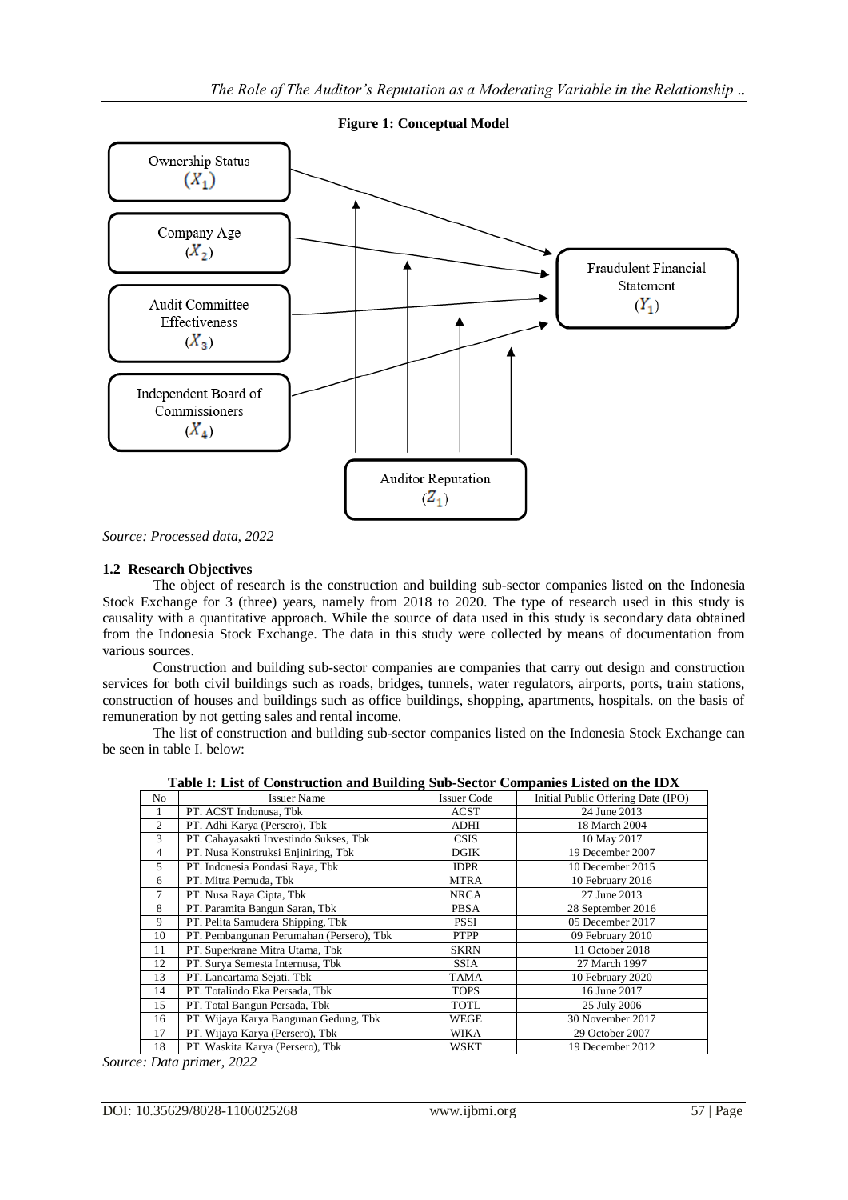**Figure 1: Conceptual Model**

*Source: Processed data, 2022*

### 1.2 Research Objectives

The object of research is the construction and building sub-sector companies listed on the Indonesia Stock Exchange for 3 (three) years, namely from 2018 to 2020. The type of research used in this study is causality with a quantitative approach. While the source of data used in this study is secondary data obtained from the Indonesia Stock Exchange. The data in this study were collected by means of documentation from various sources.

Construction and building sub-sector companies are companies that carry out design and construction services for both civil buildings such as roads, bridges, tunnels, water regulators, airports, ports, train stations, construction of houses and buildings such as office buildings, shopping, apartments, hospitals. on the basis of remuneration by not getting sales and rental income.

The list of construction and building sub-sector companies listed on the Indonesia Stock Exchange can be seen in table I. below:

**Table I: List of Construction and Building Sub-Sector Companies Listed on the IDX**

| No | Issuer Name | Issuer Code | Initial Public Offering Date (IPO) |
|---|---|---|---|
| 1 | PT. ACST Indonusa, Tbk | ACST | 24 June 2013 |
| 2 | PT. Adhi Karya (Persero), Tbk | ADHI | 18 March 2004 |
| 3 | PT. Cahayasakti Investindo Sukses, Tbk | CSIS | 10 May 2017 |
| 4 | PT. Nusa Konstruksi Enjiniring, Tbk | DGIK | 19 December 2007 |
| 5 | PT. Indonesia Pondasi Raya, Tbk | IDPR | 10 December 2015 |
| 6 | PT. Mitra Pemuda, Tbk | MTRA | 10 February 2016 |
| 7 | PT. Nusa Raya Cipta, Tbk | NRCA | 27 June 2013 |
| 8 | PT. Paramita Bangun Saran, Tbk | PBSA | 28 September 2016 |
| 9 | PT. Pelita Samudera Shipping, Tbk | PSSI | 05 December 2017 |
| 10 | PT. Pembangunan Perumahan (Persero), Tbk | PTPP | 09 February 2010 |
| 11 | PT. Superkrane Mitra Utama, Tbk | SKRN | 11 October 2018 |
| 12 | PT. Surya Semesta Internusa, Tbk | SSIA | 27 March 1997 |
| 13 | PT. Lancartama Sejati, Tbk | TAMA | 10 February 2020 |
| 14 | PT. Totalindo Eka Persada, Tbk | TOPS | 16 June 2017 |
| 15 | PT. Total Bangun Persada, Tbk | TOTL | 25 July 2006 |
| 16 | PT. Wijaya Karya Bangunan Gedung, Tbk | WEGE | 30 November 2017 |
| 17 | PT. Wijaya Karya (Persero), Tbk | WIKA | 29 October 2007 |
| 18 | PT. Waskita Karya (Persero), Tbk | WSKT | 19 December 2012 |

*Source: Data primer, 2022*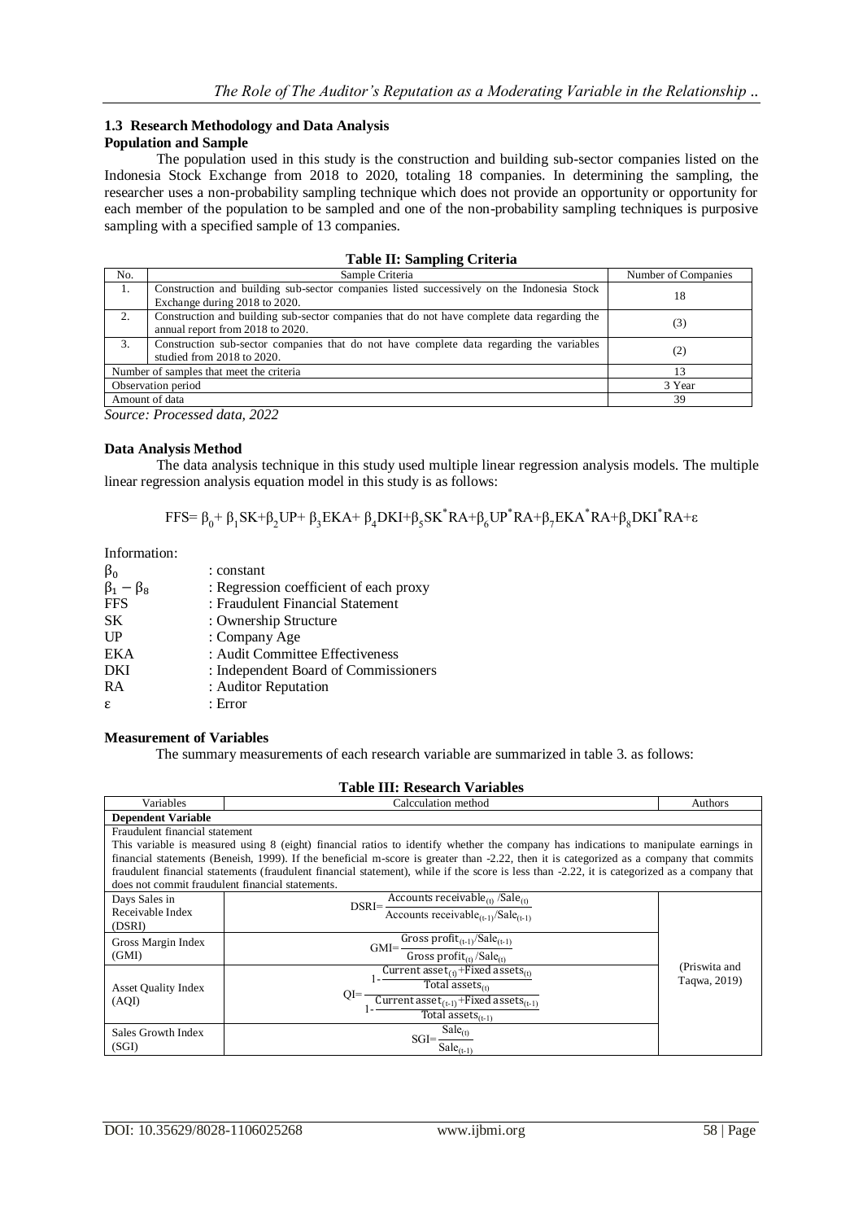### 1.3 Research Methodology and Data Analysis

**Population and Sample**

The population used in this study is the construction and building sub-sector companies listed on the Indonesia Stock Exchange from 2018 to 2020, totaling 18 companies. In determining the sampling, the researcher uses a non-probability sampling technique which does not provide an opportunity or opportunity for each member of the population to be sampled and one of the non-probability sampling techniques is purposive sampling with a specified sample of 13 companies.

**Table II: Sampling Criteria**

| No. | Sample Criteria | Number of Companies |
|---|---|---|
| 1. | Construction and building sub-sector companies listed successively on the Indonesia Stock Exchange during 2018 to 2020. | 18 |
| 2. | Construction and building sub-sector companies that do not have complete data regarding the annual report from 2018 to 2020. | (3) |
| 3. | Construction sub-sector companies that do not have complete data regarding the variables studied from 2018 to 2020. | (2) |
| Number of samples that meet the criteria | | 13 |
| Observation period | | 3 Year |
| Amount of data | | 39 |

*Source: Processed data, 2022*

**Data Analysis Method**

The data analysis technique in this study used multiple linear regression analysis models. The multiple linear regression analysis equation model in this study is as follows:

$$FFS= \beta_0+ \beta_1 SK+\beta_2 UP+ \beta_3 EKA+ \beta_4 DKI+\beta_5 SK^{*}RA+\beta_6 UP^{*}RA+\beta_7 EKA^{*}RA+\beta_8 DKI^{*}RA+\varepsilon$$

Information:

- $\beta_0$ : constant
- $\beta_1 - \beta_8$ : Regression coefficient of each proxy
- FFS : Fraudulent Financial Statement
- SK : Ownership Structure
- UP : Company Age
- EKA : Audit Committee Effectiveness
- DKI : Independent Board of Commissioners
- RA : Auditor Reputation
- $\varepsilon$ : Error

**Measurement of Variables**

The summary measurements of each research variable are summarized in table 3. as follows:

**Table III: Research Variables**

| Variables | Calcculation method | Authors |
|---|---|---|
| **Dependent Variable** | | |
| Fraudulent financial statement<br>This variable is measured using 8 (eight) financial ratios to identify whether the company has indications to manipulate earnings in financial statements (Beneish, 1999). If the beneficial m-score is greater than -2.22, then it is categorized as a company that commits fraudulent financial statements (fraudulent financial statement), while if the score is less than -2.22, it is categorized as a company that does not commit fraudulent financial statements. | | |
| Days Sales in Receivable Index (DSRI) | $DSRI=\frac{\text{Accounts receivable}_{(t)}/\text{Sale}_{(t)}}{\text{Accounts receivable}_{(t-1)}/\text{Sale}_{(t-1)}}$ | (Priswita and Taqwa, 2019) |
| Gross Margin Index (GMI) | $GMI=\frac{\text{Gross profit}_{(t-1)}/\text{Sale}_{(t-1)}}{\text{Gross profit}_{(t)}/\text{Sale}_{(t)}}$ | |
| Asset Quality Index (AQI) | $QI=\frac{1-\frac{\text{Current asset}_{(t)}+\text{Fixed assets}_{(t)}}{\text{Total assets}_{(t)}}}{1-\frac{\text{Current asset}_{(t-1)}+\text{Fixed assets}_{(t-1)}}{\text{Total assets}_{(t-1)}}}$ | |
| Sales Growth Index (SGI) | $SGI=\frac{\text{Sale}_{(t)}}{\text{Sale}_{(t-1)}}$ | |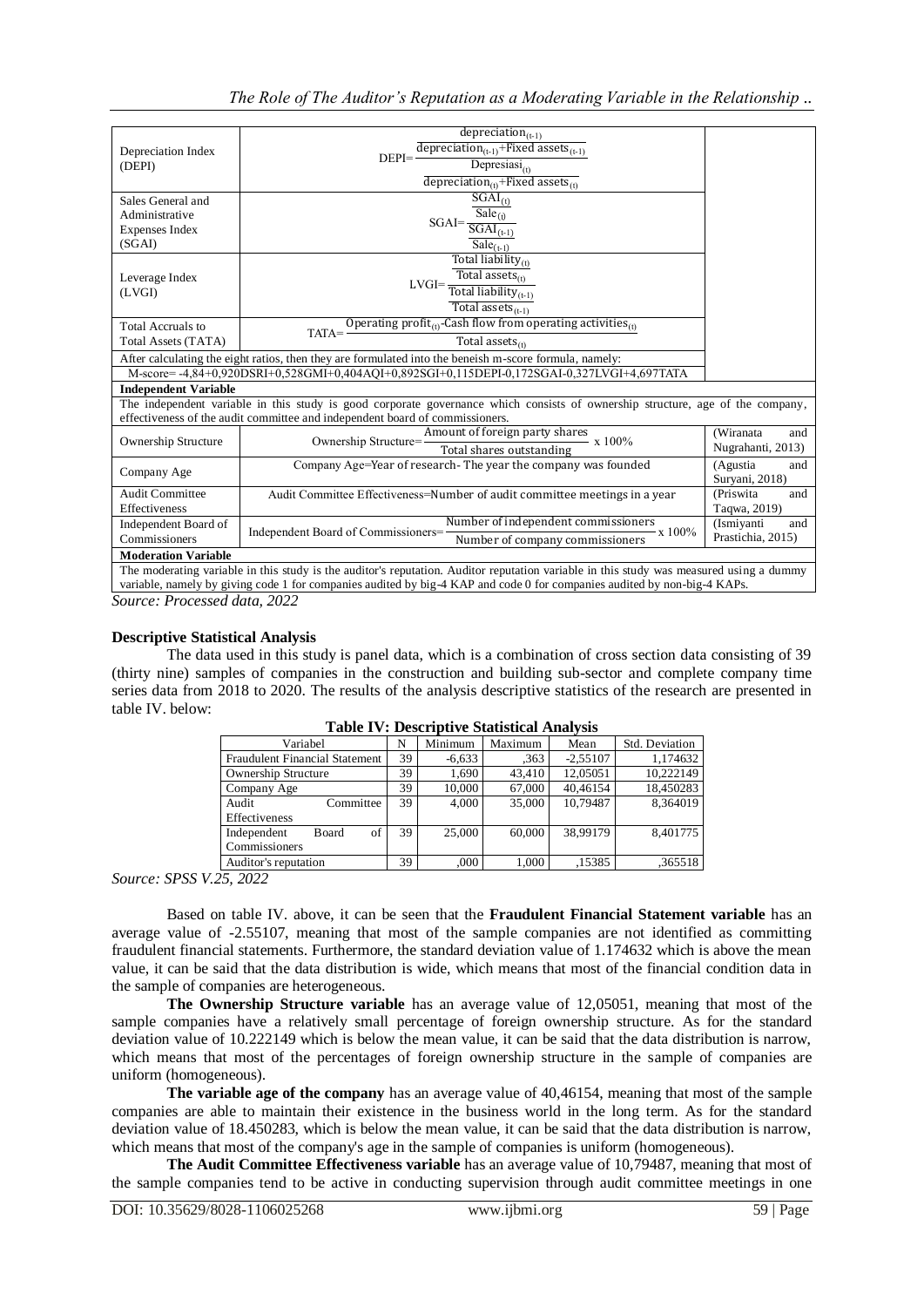| | | |
|---|---|---|
| Depreciation Index (DEPI) | $$\text{DEPI}=\frac{\frac{\text{depreciation}_{(t-1)}}{\text{depreciation}_{(t-1)}+\text{Fixed assets}_{(t-1)}}}{\frac{\text{Depresiasi}_{(t)}}{\text{depreciation}_{(t)}+\text{Fixed assets}_{(t)}}}$$ | |
| Sales General and Administrative Expenses Index (SGAI) | $$\text{SGAI}=\frac{\frac{\text{SGAI}_{(t)}}{\text{Sale}_{(t)}}}{\frac{\text{SGAI}_{(t-1)}}{\text{Sale}_{(t-1)}}}$$ | |
| Leverage Index (LVGI) | $$\text{LVGI}=\frac{\frac{\text{Total liability}_{(t)}}{\text{Total assets}_{(t)}}}{\frac{\text{Total liability}_{(t-1)}}{\text{Total assets}_{(t-1)}}}$$ | |
| Total Accruals to Total Assets (TATA) | $$\text{TATA}=\frac{\text{Operating profit}_{(t)}-\text{Cash flow from operating activities}_{(t)}}{\text{Total assets}_{(t)}}$$ | |
| After calculating the eight ratios, then they are formulated into the beneish m-score formula, namely: M-score= -4,84+0,920DSRI+0,528GMI+0,404AQI+0,892SGI+0,115DEPI-0,172SGAI-0,327LVGI+4,697TATA | | |
| **Independent Variable** | | |
| The independent variable in this study is good corporate governance which consists of ownership structure, age of the company, effectiveness of the audit committee and independent board of commissioners. | | |
| Ownership Structure | $$\text{Ownership Structure}=\frac{\text{Amount of foreign party shares}}{\text{Total shares outstanding}}\times 100\%$$ | (Wiranata and Nugrahanti, 2013) |
| Company Age | Company Age=Year of research- The year the company was founded | (Agustia and Suryani, 2018) |
| Audit Committee Effectiveness | Audit Committee Effectiveness=Number of audit committee meetings in a year | (Priswita and Taqwa, 2019) |
| Independent Board of Commissioners | $$\text{Independent Board of Commissioners}=\frac{\text{Number of independent commissioners}}{\text{Number of company commissioners}}\times 100\%$$ | (Ismiyanti and Prastichia, 2015) |
| **Moderation Variable** | | |
| The moderating variable in this study is the auditor's reputation. Auditor reputation variable in this study was measured using a dummy variable, namely by giving code 1 for companies audited by big-4 KAP and code 0 for companies audited by non-big-4 KAPs. | | |

*Source: Processed data, 2022*

**Descriptive Statistical Analysis**

The data used in this study is panel data, which is a combination of cross section data consisting of 39 (thirty nine) samples of companies in the construction and building sub-sector and complete company time series data from 2018 to 2020. The results of the analysis descriptive statistics of the research are presented in table IV. below:

**Table IV: Descriptive Statistical Analysis**

| Variabel | N | Minimum | Maximum | Mean | Std. Deviation |
|---|---|---|---|---|---|
| Fraudulent Financial Statement | 39 | -6,633 | ,363 | -2,55107 | 1,174632 |
| Ownership Structure | 39 | 1,690 | 43,410 | 12,05051 | 10,222149 |
| Company Age | 39 | 10,000 | 67,000 | 40,46154 | 18,450283 |
| Audit Committee Effectiveness | 39 | 4,000 | 35,000 | 10,79487 | 8,364019 |
| Independent Board of Commissioners | 39 | 25,000 | 60,000 | 38,99179 | 8,401775 |
| Auditor's reputation | 39 | ,000 | 1,000 | ,15385 | ,365518 |

*Source: SPSS V.25, 2022*

Based on table IV. above, it can be seen that the **Fraudulent Financial Statement variable** has an average value of -2.55107, meaning that most of the sample companies are not identified as committing fraudulent financial statements. Furthermore, the standard deviation value of 1.174632 which is above the mean value, it can be said that the data distribution is wide, which means that most of the financial condition data in the sample of companies are heterogeneous.

**The Ownership Structure variable** has an average value of 12,05051, meaning that most of the sample companies have a relatively small percentage of foreign ownership structure. As for the standard deviation value of 10.222149 which is below the mean value, it can be said that the data distribution is narrow, which means that most of the percentages of foreign ownership structure in the sample of companies are uniform (homogeneous).

**The variable age of the company** has an average value of 40,46154, meaning that most of the sample companies are able to maintain their existence in the business world in the long term. As for the standard deviation value of 18.450283, which is below the mean value, it can be said that the data distribution is narrow, which means that most of the company's age in the sample of companies is uniform (homogeneous).

**The Audit Committee Effectiveness variable** has an average value of 10,79487, meaning that most of the sample companies tend to be active in conducting supervision through audit committee meetings in one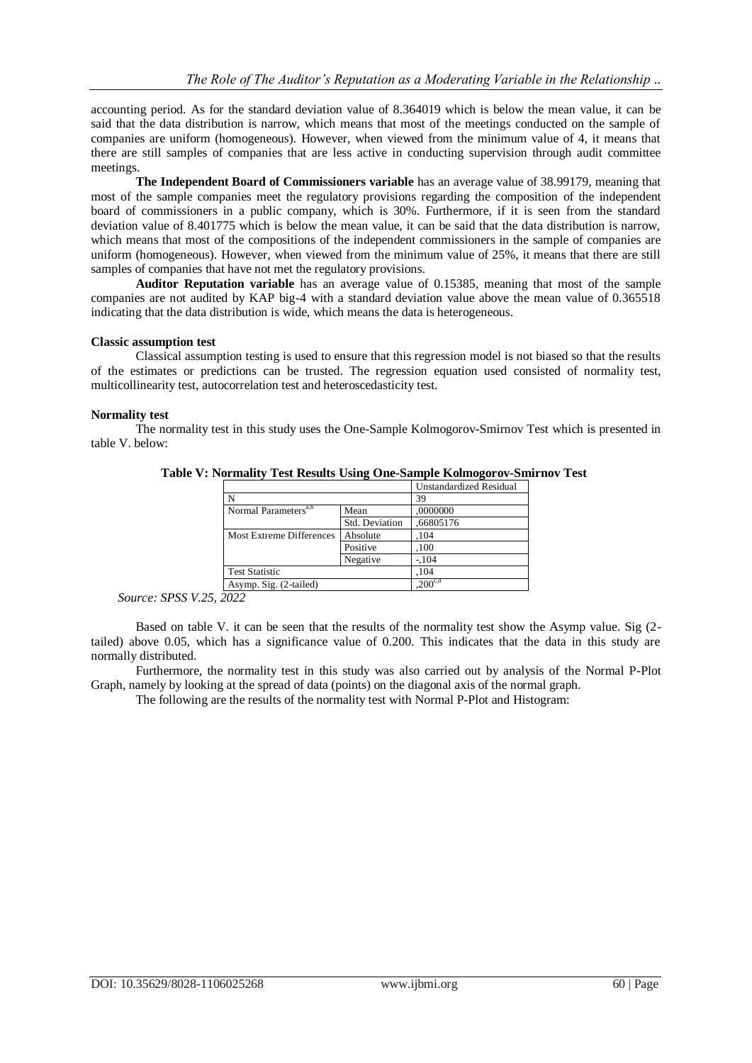accounting period. As for the standard deviation value of 8.364019 which is below the mean value, it can be said that the data distribution is narrow, which means that most of the meetings conducted on the sample of companies are uniform (homogeneous). However, when viewed from the minimum value of 4, it means that there are still samples of companies that are less active in conducting supervision through audit committee meetings.

**The Independent Board of Commissioners variable** has an average value of 38.99179, meaning that most of the sample companies meet the regulatory provisions regarding the composition of the independent board of commissioners in a public company, which is 30%. Furthermore, if it is seen from the standard deviation value of 8.401775 which is below the mean value, it can be said that the data distribution is narrow, which means that most of the compositions of the independent commissioners in the sample of companies are uniform (homogeneous). However, when viewed from the minimum value of 25%, it means that there are still samples of companies that have not met the regulatory provisions.

**Auditor Reputation variable** has an average value of 0.15385, meaning that most of the sample companies are not audited by KAP big-4 with a standard deviation value above the mean value of 0.365518 indicating that the data distribution is wide, which means the data is heterogeneous.

**Classic assumption test**

Classical assumption testing is used to ensure that this regression model is not biased so that the results of the estimates or predictions can be trusted. The regression equation used consisted of normality test, multicollinearity test, autocorrelation test and heteroscedasticity test.

**Normality test**

The normality test in this study uses the One-Sample Kolmogorov-Smirnov Test which is presented in table V. below:

**Table V: Normality Test Results Using One-Sample Kolmogorov-Smirnov Test**

| | | Unstandardized Residual |
|---|---|---|
| N | | 39 |
| Normal Parameters[a,b] | Mean | ,0000000 |
| | Std. Deviation | ,66805176 |
| Most Extreme Differences | Absolute | ,104 |
| | Positive | ,100 |
| | Negative | -,104 |
| Test Statistic | | ,104 |
| Asymp. Sig. (2-tailed) | | ,200[c,d] |

*Source: SPSS V.25, 2022*

Based on table V. it can be seen that the results of the normality test show the Asymp value. Sig (2-tailed) above 0.05, which has a significance value of 0.200. This indicates that the data in this study are normally distributed.

Furthermore, the normality test in this study was also carried out by analysis of the Normal P-Plot Graph, namely by looking at the spread of data (points) on the diagonal axis of the normal graph.

The following are the results of the normality test with Normal P-Plot and Histogram: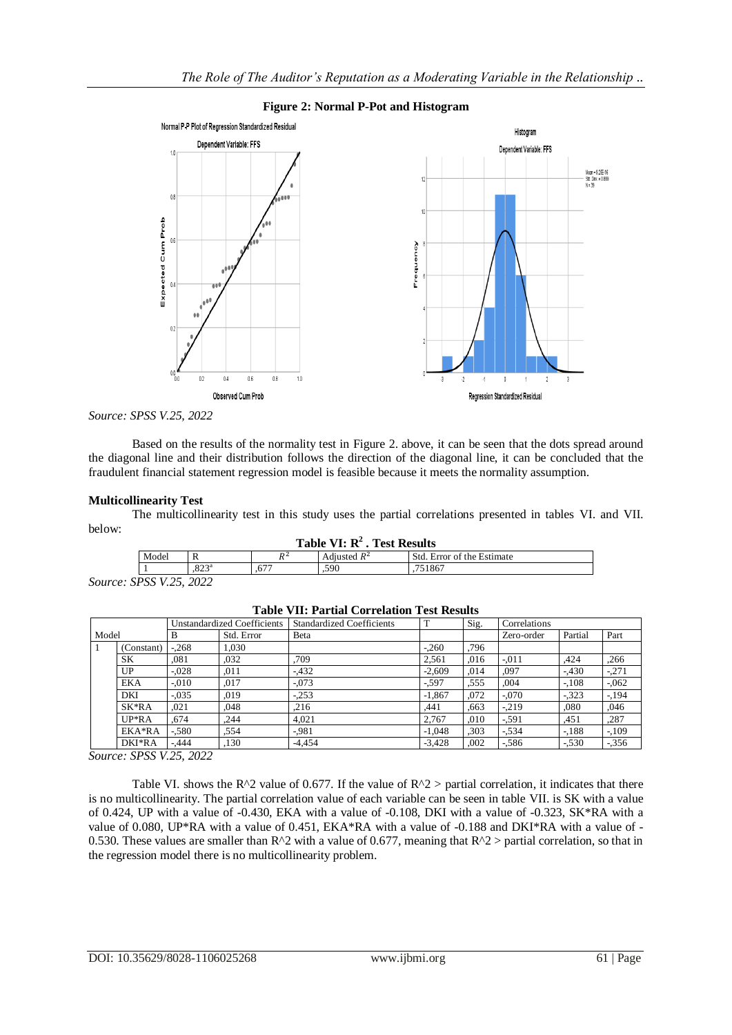**Figure 2: Normal P-Pot and Histogram**

*Source: SPSS V.25, 2022*

Based on the results of the normality test in Figure 2. above, it can be seen that the dots spread around the diagonal line and their distribution follows the direction of the diagonal line, it can be concluded that the fraudulent financial statement regression model is feasible because it meets the normality assumption.

**Multicollinearity Test**

The multicollinearity test in this study uses the partial correlations presented in tables VI. and VII. below:

**Table VI: $R^2$ . Test Results**

| Model | R | $R^2$ | Adjusted $R^2$ | Std. Error of the Estimate |
|---|---|---|---|---|
| 1 | ,823[a] | ,677 | ,590 | ,751867 |

*Source: SPSS V.25, 2022*

**Table VII: Partial Correlation Test Results**

| Model | | Unstandardized Coefficients | | Standardized Coefficients | T | Sig. | Correlations | | |
|---|---|---|---|---|---|---|---|---|---|
| | | B | Std. Error | Beta | | | Zero-order | Partial | Part |
| 1 | (Constant) | -,268 | 1,030 | | -,260 | ,796 | | | |
| | SK | ,081 | ,032 | ,709 | 2,561 | ,016 | -,011 | ,424 | ,266 |
| | UP | -,028 | ,011 | -,432 | -2,609 | ,014 | ,097 | -,430 | -,271 |
| | EKA | -,010 | ,017 | -,073 | -,597 | ,555 | ,004 | -,108 | -,062 |
| | DKI | -,035 | ,019 | -,253 | -1,867 | ,072 | -,070 | -,323 | -,194 |
| | SK*RA | ,021 | ,048 | ,216 | ,441 | ,663 | -,219 | ,080 | ,046 |
| | UP*RA | ,674 | ,244 | 4,021 | 2,767 | ,010 | -,591 | ,451 | ,287 |
| | EKA*RA | -,580 | ,554 | -,981 | -1,048 | ,303 | -,534 | -,188 | -,109 |
| | DKI*RA | -,444 | ,130 | -4,454 | -3,428 | ,002 | -,586 | -,530 | -,356 |

*Source: SPSS V.25, 2022*

Table VI. shows the $R^2$ value of 0.677. If the value of $R^2$ > partial correlation, it indicates that there is no multicollinearity. The partial correlation value of each variable can be seen in table VII. is SK with a value of 0.424, UP with a value of -0.430, EKA with a value of -0.108, DKI with a value of -0.323, SK*RA with a value of 0.080, UP*RA with a value of 0.451, EKA*RA with a value of -0.188 and DKI*RA with a value of -0.530. These values are smaller than $R^2$ with a value of 0.677, meaning that $R^2$ > partial correlation, so that in the regression model there is no multicollinearity problem.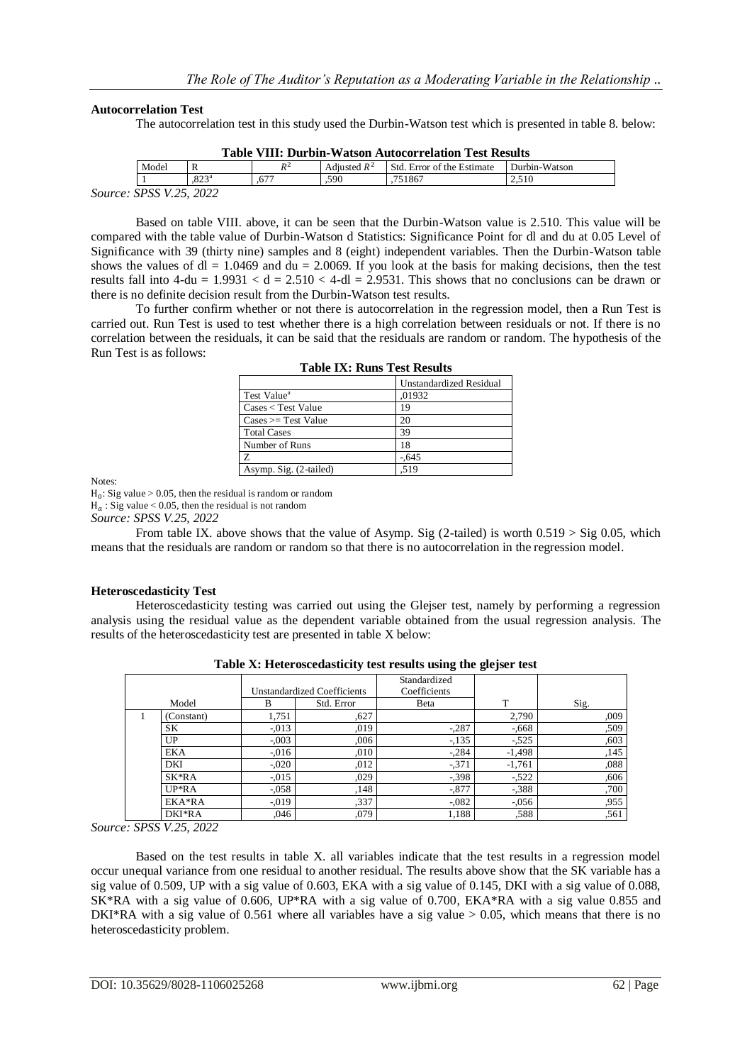**Autocorrelation Test**

The autocorrelation test in this study used the Durbin-Watson test which is presented in table 8. below:

**Table VIII: Durbin-Watson Autocorrelation Test Results**

| Model | R | $R^2$ | Adjusted $R^2$ | Std. Error of the Estimate | Durbin-Watson |
|---|---|---|---|---|---|
| 1 | ,823[a] | ,677 | ,590 | ,751867 | 2,510 |

*Source: SPSS V.25, 2022*

Based on table VIII. above, it can be seen that the Durbin-Watson value is 2.510. This value will be compared with the table value of Durbin-Watson d Statistics: Significance Point for dl and du at 0.05 Level of Significance with 39 (thirty nine) samples and 8 (eight) independent variables. Then the Durbin-Watson table shows the values of dl = 1.0469 and du = 2.0069. If you look at the basis for making decisions, then the test results fall into 4-du = 1.9931 < d = 2.510 < 4-dl = 2.9531. This shows that no conclusions can be drawn or there is no definite decision result from the Durbin-Watson test results.

To further confirm whether or not there is autocorrelation in the regression model, then a Run Test is carried out. Run Test is used to test whether there is a high correlation between residuals or not. If there is no correlation between the residuals, it can be said that the residuals are random or random. The hypothesis of the Run Test is as follows:

**Table IX: Runs Test Results**

| | Unstandardized Residual |
|---|---|
| Test Value[a] | ,01932 |
| Cases < Test Value | 19 |
| Cases >= Test Value | 20 |
| Total Cases | 39 |
| Number of Runs | 18 |
| Z | -,645 |
| Asymp. Sig. (2-tailed) | ,519 |

Notes:

$H_0$: Sig value > 0.05, then the residual is random or random

$H_a$ : Sig value < 0.05, then the residual is not random

*Source: SPSS V.25, 2022*

From table IX. above shows that the value of Asymp. Sig (2-tailed) is worth 0.519 > Sig 0.05, which means that the residuals are random or random so that there is no autocorrelation in the regression model.

**Heteroscedasticity Test**

Heteroscedasticity testing was carried out using the Glejser test, namely by performing a regression analysis using the residual value as the dependent variable obtained from the usual regression analysis. The results of the heteroscedasticity test are presented in table X below:

**Table X: Heteroscedasticity test results using the glejser test**

| Model | | Unstandardized Coefficients | | Standardized Coefficients | | |
|---|---|---|---|---|---|---|
| | | B | Std. Error | Beta | T | Sig. |
| 1 | (Constant) | 1,751 | ,627 | | 2,790 | ,009 |
| | SK | -,013 | ,019 | -,287 | -,668 | ,509 |
| | UP | -,003 | ,006 | -,135 | -,525 | ,603 |
| | EKA | -,016 | ,010 | -,284 | -1,498 | ,145 |
| | DKI | -,020 | ,012 | -,371 | -1,761 | ,088 |
| | SK*RA | -,015 | ,029 | -,398 | -,522 | ,606 |
| | UP*RA | -,058 | ,148 | -,877 | -,388 | ,700 |
| | EKA*RA | -,019 | ,337 | -,082 | -,056 | ,955 |
| | DKI*RA | ,046 | ,079 | 1,188 | ,588 | ,561 |

*Source: SPSS V.25, 2022*

Based on the test results in table X. all variables indicate that the test results in a regression model occur unequal variance from one residual to another residual. The results above show that the SK variable has a sig value of 0.509, UP with a sig value of 0.603, EKA with a sig value of 0.145, DKI with a sig value of 0.088, SK*RA with a sig value of 0.606, UP*RA with a sig value of 0.700, EKA*RA with a sig value 0.855 and DKI*RA with a sig value of 0.561 where all variables have a sig value > 0.05, which means that there is no heteroscedasticity problem.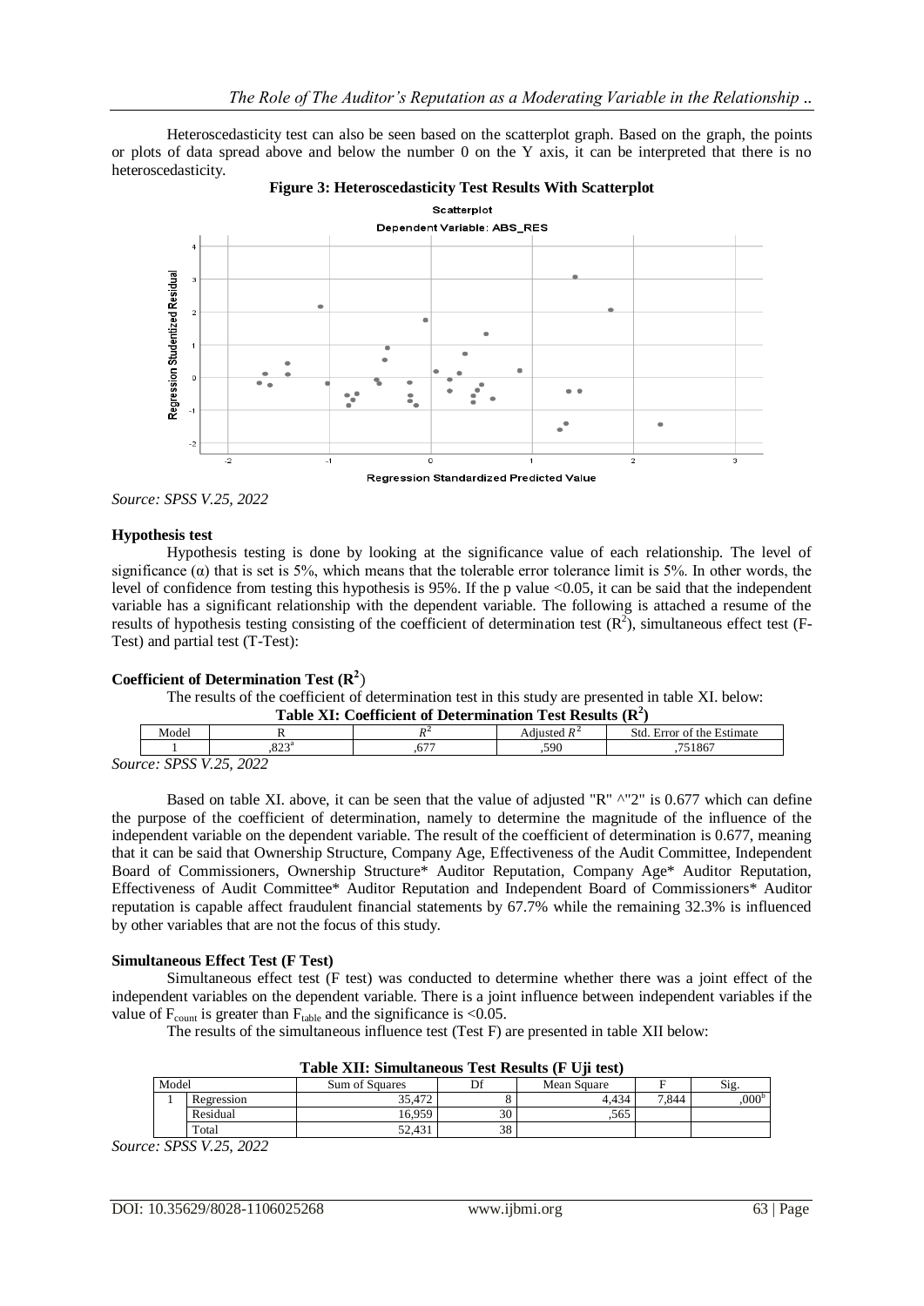Heteroscedasticity test can also be seen based on the scatterplot graph. Based on the graph, the points or plots of data spread above and below the number 0 on the Y axis, it can be interpreted that there is no heteroscedasticity.

**Figure 3: Heteroscedasticity Test Results With Scatterplot**

*Source: SPSS V.25, 2022*

**Hypothesis test**

Hypothesis testing is done by looking at the significance value of each relationship. The level of significance (α) that is set is 5%, which means that the tolerable error tolerance limit is 5%. In other words, the level of confidence from testing this hypothesis is 95%. If the p value <0.05, it can be said that the independent variable has a significant relationship with the dependent variable. The following is attached a resume of the results of hypothesis testing consisting of the coefficient of determination test ($R^2$), simultaneous effect test (F-Test) and partial test (T-Test):

**Coefficient of Determination Test ($R^2$)**

The results of the coefficient of determination test in this study are presented in table XI. below:

**Table XI: Coefficient of Determination Test Results ($R^2$)**

| Model | R | $R^2$ | Adjusted $R^2$ | Std. Error of the Estimate |
|---|---|---|---|---|
| 1 | ,823[a] | ,677 | ,590 | ,751867 |

*Source: SPSS V.25, 2022*

Based on table XI. above, it can be seen that the value of adjusted "R" ^"2" is 0.677 which can define the purpose of the coefficient of determination, namely to determine the magnitude of the influence of the independent variable on the dependent variable. The result of the coefficient of determination is 0.677, meaning that it can be said that Ownership Structure, Company Age, Effectiveness of the Audit Committee, Independent Board of Commissioners, Ownership Structure* Auditor Reputation, Company Age* Auditor Reputation, Effectiveness of Audit Committee* Auditor Reputation and Independent Board of Commissioners* Auditor reputation is capable affect fraudulent financial statements by 67.7% while the remaining 32.3% is influenced by other variables that are not the focus of this study.

**Simultaneous Effect Test (F Test)**

Simultaneous effect test (F test) was conducted to determine whether there was a joint effect of the independent variables on the dependent variable. There is a joint influence between independent variables if the value of $F_{count}$ is greater than $F_{table}$ and the significance is <0.05.

The results of the simultaneous influence test (Test F) are presented in table XII below:

**Table XII: Simultaneous Test Results (F Uji test)**

| Model | | Sum of Squares | Df | Mean Square | F | Sig. |
|---|---|---|---|---|---|---|
| 1 | Regression | 35,472 | 8 | 4,434 | 7,844 | ,000[b] |
| | Residual | 16,959 | 30 | ,565 | | |
| | Total | 52,431 | 38 | | | |

*Source: SPSS V.25, 2022*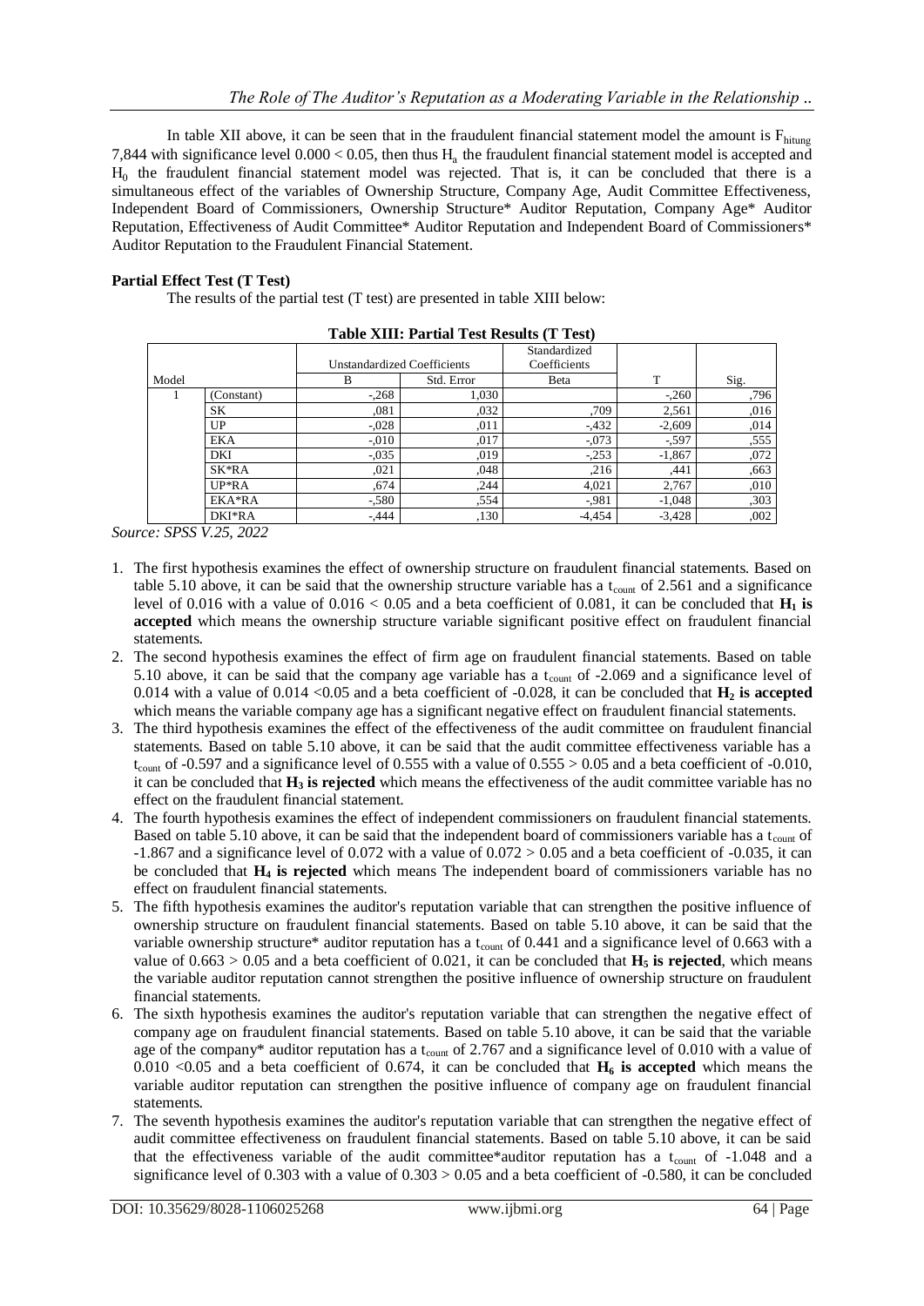In table XII above, it can be seen that in the fraudulent financial statement model the amount is $F_{hitung}$ 7,844 with significance level 0.000 < 0.05, then thus $H_a$ the fraudulent financial statement model is accepted and $H_0$ the fraudulent financial statement model was rejected. That is, it can be concluded that there is a simultaneous effect of the variables of Ownership Structure, Company Age, Audit Committee Effectiveness, Independent Board of Commissioners, Ownership Structure* Auditor Reputation, Company Age* Auditor Reputation, Effectiveness of Audit Committee* Auditor Reputation and Independent Board of Commissioners* Auditor Reputation to the Fraudulent Financial Statement.

**Partial Effect Test (T Test)**

The results of the partial test (T test) are presented in table XIII below:

**Table XIII: Partial Test Results (T Test)**

| Model | | Unstandardized Coefficients | | Standardized Coefficients | | |
|---|---|---|---|---|---|---|
| | | B | Std. Error | Beta | T | Sig. |
| 1 | (Constant) | -,268 | 1,030 | | -,260 | ,796 |
| | SK | ,081 | ,032 | ,709 | 2,561 | ,016 |
| | UP | -,028 | ,011 | -,432 | -2,609 | ,014 |
| | EKA | -,010 | ,017 | -,073 | -,597 | ,555 |
| | DKI | -,035 | ,019 | -,253 | -1,867 | ,072 |
| | SK*RA | ,021 | ,048 | ,216 | ,441 | ,663 |
| | UP*RA | ,674 | ,244 | 4,021 | 2,767 | ,010 |
| | EKA*RA | -,580 | ,554 | -,981 | -1,048 | ,303 |
| | DKI*RA | -,444 | ,130 | -4,454 | -3,428 | ,002 |

*Source: SPSS V.25, 2022*

1. The first hypothesis examines the effect of ownership structure on fraudulent financial statements. Based on table 5.10 above, it can be said that the ownership structure variable has a $t_{count}$ of 2.561 and a significance level of 0.016 with a value of 0.016 < 0.05 and a beta coefficient of 0.081, it can be concluded that **$H_1$ is accepted** which means the ownership structure variable significant positive effect on fraudulent financial statements.
2. The second hypothesis examines the effect of firm age on fraudulent financial statements. Based on table 5.10 above, it can be said that the company age variable has a $t_{count}$ of -2.069 and a significance level of 0.014 with a value of 0.014 <0.05 and a beta coefficient of -0.028, it can be concluded that **$H_2$ is accepted** which means the variable company age has a significant negative effect on fraudulent financial statements.
3. The third hypothesis examines the effect of the effectiveness of the audit committee on fraudulent financial statements. Based on table 5.10 above, it can be said that the audit committee effectiveness variable has a $t_{count}$ of -0.597 and a significance level of 0.555 with a value of 0.555 > 0.05 and a beta coefficient of -0.010, it can be concluded that **$H_3$ is rejected** which means the effectiveness of the audit committee variable has no effect on the fraudulent financial statement.
4. The fourth hypothesis examines the effect of independent commissioners on fraudulent financial statements. Based on table 5.10 above, it can be said that the independent board of commissioners variable has a $t_{count}$ of -1.867 and a significance level of 0.072 with a value of 0.072 > 0.05 and a beta coefficient of -0.035, it can be concluded that **$H_4$ is rejected** which means The independent board of commissioners variable has no effect on fraudulent financial statements.
5. The fifth hypothesis examines the auditor's reputation variable that can strengthen the positive influence of ownership structure on fraudulent financial statements. Based on table 5.10 above, it can be said that the variable ownership structure* auditor reputation has a $t_{count}$ of 0.441 and a significance level of 0.663 with a value of 0.663 > 0.05 and a beta coefficient of 0.021, it can be concluded that **$H_5$ is rejected**, which means the variable auditor reputation cannot strengthen the positive influence of ownership structure on fraudulent financial statements.
6. The sixth hypothesis examines the auditor's reputation variable that can strengthen the negative effect of company age on fraudulent financial statements. Based on table 5.10 above, it can be said that the variable age of the company* auditor reputation has a $t_{count}$ of 2.767 and a significance level of 0.010 with a value of 0.010 <0.05 and a beta coefficient of 0.674, it can be concluded that **$H_6$ is accepted** which means the variable auditor reputation can strengthen the positive influence of company age on fraudulent financial statements.
7. The seventh hypothesis examines the auditor's reputation variable that can strengthen the negative effect of audit committee effectiveness on fraudulent financial statements. Based on table 5.10 above, it can be said that the effectiveness variable of the audit committee*auditor reputation has a $t_{count}$ of -1.048 and a significance level of 0.303 with a value of 0.303 > 0.05 and a beta coefficient of -0.580, it can be concluded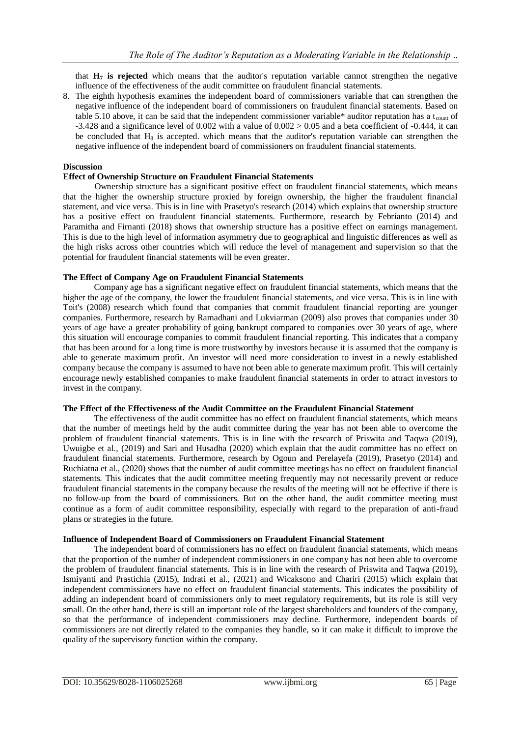that **$H_7$ is rejected** which means that the auditor's reputation variable cannot strengthen the negative influence of the effectiveness of the audit committee on fraudulent financial statements.

8. The eighth hypothesis examines the independent board of commissioners variable that can strengthen the negative influence of the independent board of commissioners on fraudulent financial statements. Based on table 5.10 above, it can be said that the independent commissioner variable* auditor reputation has a $t_{count}$ of -3.428 and a significance level of 0.002 with a value of 0.002 > 0.05 and a beta coefficient of -0.444, it can be concluded that $H_8$ is accepted. which means that the auditor's reputation variable can strengthen the negative influence of the independent board of commissioners on fraudulent financial statements.

## Discussion

### Effect of Ownership Structure on Fraudulent Financial Statements

Ownership structure has a significant positive effect on fraudulent financial statements, which means that the higher the ownership structure proxied by foreign ownership, the higher the fraudulent financial statement, and vice versa. This is in line with Prasetyo's research (2014) which explains that ownership structure has a positive effect on fraudulent financial statements. Furthermore, research by Febrianto (2014) and Paramitha and Firnanti (2018) shows that ownership structure has a positive effect on earnings management. This is due to the high level of information asymmetry due to geographical and linguistic differences as well as the high risks across other countries which will reduce the level of management and supervision so that the potential for fraudulent financial statements will be even greater.

### The Effect of Company Age on Fraudulent Financial Statements

Company age has a significant negative effect on fraudulent financial statements, which means that the higher the age of the company, the lower the fraudulent financial statements, and vice versa. This is in line with Toit's (2008) research which found that companies that commit fraudulent financial reporting are younger companies. Furthermore, research by Ramadhani and Lukviarman (2009) also proves that companies under 30 years of age have a greater probability of going bankrupt compared to companies over 30 years of age, where this situation will encourage companies to commit fraudulent financial reporting. This indicates that a company that has been around for a long time is more trustworthy by investors because it is assumed that the company is able to generate maximum profit. An investor will need more consideration to invest in a newly established company because the company is assumed to have not been able to generate maximum profit. This will certainly encourage newly established companies to make fraudulent financial statements in order to attract investors to invest in the company.

### The Effect of the Effectiveness of the Audit Committee on the Fraudulent Financial Statement

The effectiveness of the audit committee has no effect on fraudulent financial statements, which means that the number of meetings held by the audit committee during the year has not been able to overcome the problem of fraudulent financial statements. This is in line with the research of Priswita and Taqwa (2019), Uwuigbe et al., (2019) and Sari and Husadha (2020) which explain that the audit committee has no effect on fraudulent financial statements. Furthermore, research by Ogoun and Perelayefa (2019), Prasetyo (2014) and Ruchiatna et al., (2020) shows that the number of audit committee meetings has no effect on fraudulent financial statements. This indicates that the audit committee meeting frequently may not necessarily prevent or reduce fraudulent financial statements in the company because the results of the meeting will not be effective if there is no follow-up from the board of commissioners. But on the other hand, the audit committee meeting must continue as a form of audit committee responsibility, especially with regard to the preparation of anti-fraud plans or strategies in the future.

### Influence of Independent Board of Commissioners on Fraudulent Financial Statement

The independent board of commissioners has no effect on fraudulent financial statements, which means that the proportion of the number of independent commissioners in one company has not been able to overcome the problem of fraudulent financial statements. This is in line with the research of Priswita and Taqwa (2019), Ismiyanti and Prastichia (2015), Indrati et al., (2021) and Wicaksono and Chariri (2015) which explain that independent commissioners have no effect on fraudulent financial statements. This indicates the possibility of adding an independent board of commissioners only to meet regulatory requirements, but its role is still very small. On the other hand, there is still an important role of the largest shareholders and founders of the company, so that the performance of independent commissioners may decline. Furthermore, independent boards of commissioners are not directly related to the companies they handle, so it can make it difficult to improve the quality of the supervisory function within the company.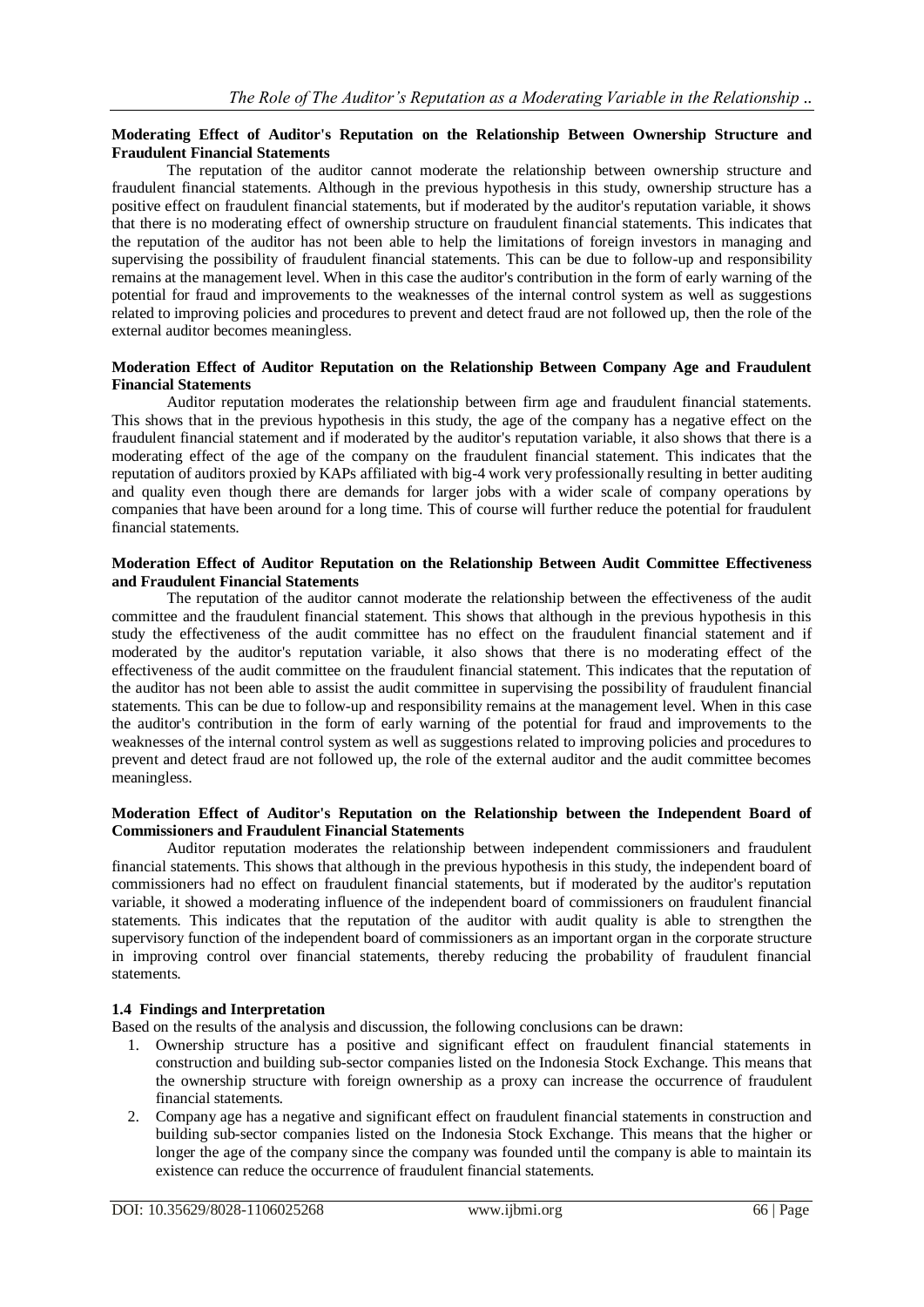**Moderating Effect of Auditor's Reputation on the Relationship Between Ownership Structure and Fraudulent Financial Statements**

The reputation of the auditor cannot moderate the relationship between ownership structure and fraudulent financial statements. Although in the previous hypothesis in this study, ownership structure has a positive effect on fraudulent financial statements, but if moderated by the auditor's reputation variable, it shows that there is no moderating effect of ownership structure on fraudulent financial statements. This indicates that the reputation of the auditor has not been able to help the limitations of foreign investors in managing and supervising the possibility of fraudulent financial statements. This can be due to follow-up and responsibility remains at the management level. When in this case the auditor's contribution in the form of early warning of the potential for fraud and improvements to the weaknesses of the internal control system as well as suggestions related to improving policies and procedures to prevent and detect fraud are not followed up, then the role of the external auditor becomes meaningless.

**Moderation Effect of Auditor Reputation on the Relationship Between Company Age and Fraudulent Financial Statements**

Auditor reputation moderates the relationship between firm age and fraudulent financial statements. This shows that in the previous hypothesis in this study, the age of the company has a negative effect on the fraudulent financial statement and if moderated by the auditor's reputation variable, it also shows that there is a moderating effect of the age of the company on the fraudulent financial statement. This indicates that the reputation of auditors proxied by KAPs affiliated with big-4 work very professionally resulting in better auditing and quality even though there are demands for larger jobs with a wider scale of company operations by companies that have been around for a long time. This of course will further reduce the potential for fraudulent financial statements.

**Moderation Effect of Auditor Reputation on the Relationship Between Audit Committee Effectiveness and Fraudulent Financial Statements**

The reputation of the auditor cannot moderate the relationship between the effectiveness of the audit committee and the fraudulent financial statement. This shows that although in the previous hypothesis in this study the effectiveness of the audit committee has no effect on the fraudulent financial statement and if moderated by the auditor's reputation variable, it also shows that there is no moderating effect of the effectiveness of the audit committee on the fraudulent financial statement. This indicates that the reputation of the auditor has not been able to assist the audit committee in supervising the possibility of fraudulent financial statements. This can be due to follow-up and responsibility remains at the management level. When in this case the auditor's contribution in the form of early warning of the potential for fraud and improvements to the weaknesses of the internal control system as well as suggestions related to improving policies and procedures to prevent and detect fraud are not followed up, the role of the external auditor and the audit committee becomes meaningless.

**Moderation Effect of Auditor's Reputation on the Relationship between the Independent Board of Commissioners and Fraudulent Financial Statements**

Auditor reputation moderates the relationship between independent commissioners and fraudulent financial statements. This shows that although in the previous hypothesis in this study, the independent board of commissioners had no effect on fraudulent financial statements, but if moderated by the auditor's reputation variable, it showed a moderating influence of the independent board of commissioners on fraudulent financial statements. This indicates that the reputation of the auditor with audit quality is able to strengthen the supervisory function of the independent board of commissioners as an important organ in the corporate structure in improving control over financial statements, thereby reducing the probability of fraudulent financial statements.

### 1.4 Findings and Interpretation

Based on the results of the analysis and discussion, the following conclusions can be drawn:

1. Ownership structure has a positive and significant effect on fraudulent financial statements in construction and building sub-sector companies listed on the Indonesia Stock Exchange. This means that the ownership structure with foreign ownership as a proxy can increase the occurrence of fraudulent financial statements.
2. Company age has a negative and significant effect on fraudulent financial statements in construction and building sub-sector companies listed on the Indonesia Stock Exchange. This means that the higher or longer the age of the company since the company was founded until the company is able to maintain its existence can reduce the occurrence of fraudulent financial statements.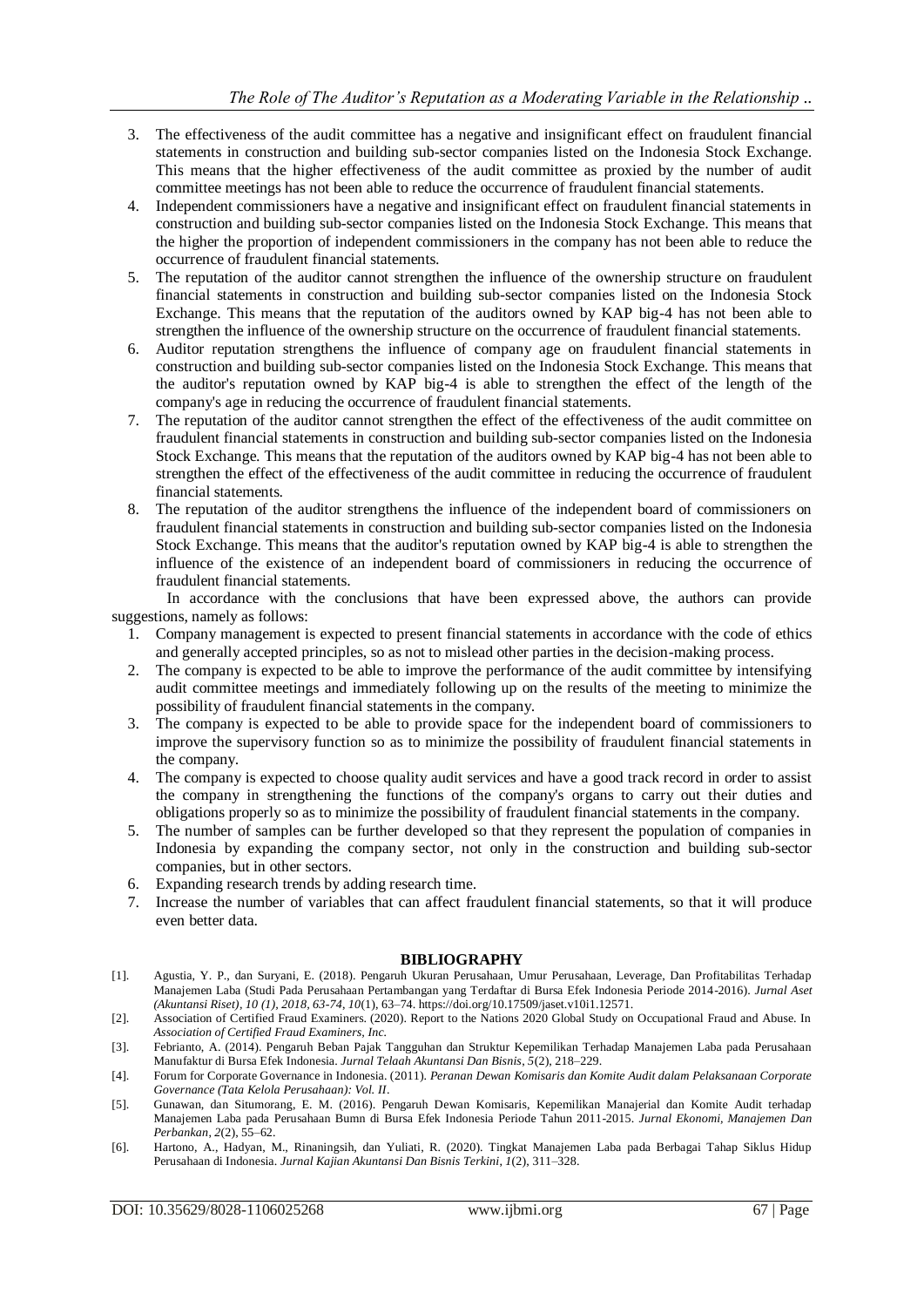3. The effectiveness of the audit committee has a negative and insignificant effect on fraudulent financial statements in construction and building sub-sector companies listed on the Indonesia Stock Exchange. This means that the higher effectiveness of the audit committee as proxied by the number of audit committee meetings has not been able to reduce the occurrence of fraudulent financial statements.
4. Independent commissioners have a negative and insignificant effect on fraudulent financial statements in construction and building sub-sector companies listed on the Indonesia Stock Exchange. This means that the higher the proportion of independent commissioners in the company has not been able to reduce the occurrence of fraudulent financial statements.
5. The reputation of the auditor cannot strengthen the influence of the ownership structure on fraudulent financial statements in construction and building sub-sector companies listed on the Indonesia Stock Exchange. This means that the reputation of the auditors owned by KAP big-4 has not been able to strengthen the influence of the ownership structure on the occurrence of fraudulent financial statements.
6. Auditor reputation strengthens the influence of company age on fraudulent financial statements in construction and building sub-sector companies listed on the Indonesia Stock Exchange. This means that the auditor's reputation owned by KAP big-4 is able to strengthen the effect of the length of the company's age in reducing the occurrence of fraudulent financial statements.
7. The reputation of the auditor cannot strengthen the effect of the effectiveness of the audit committee on fraudulent financial statements in construction and building sub-sector companies listed on the Indonesia Stock Exchange. This means that the reputation of the auditors owned by KAP big-4 has not been able to strengthen the effect of the effectiveness of the audit committee in reducing the occurrence of fraudulent financial statements.
8. The reputation of the auditor strengthens the influence of the independent board of commissioners on fraudulent financial statements in construction and building sub-sector companies listed on the Indonesia Stock Exchange. This means that the auditor's reputation owned by KAP big-4 is able to strengthen the influence of the existence of an independent board of commissioners in reducing the occurrence of fraudulent financial statements.

In accordance with the conclusions that have been expressed above, the authors can provide suggestions, namely as follows:

1. Company management is expected to present financial statements in accordance with the code of ethics and generally accepted principles, so as not to mislead other parties in the decision-making process.
2. The company is expected to be able to improve the performance of the audit committee by intensifying audit committee meetings and immediately following up on the results of the meeting to minimize the possibility of fraudulent financial statements in the company.
3. The company is expected to be able to provide space for the independent board of commissioners to improve the supervisory function so as to minimize the possibility of fraudulent financial statements in the company.
4. The company is expected to choose quality audit services and have a good track record in order to assist the company in strengthening the functions of the company's organs to carry out their duties and obligations properly so as to minimize the possibility of fraudulent financial statements in the company.
5. The number of samples can be further developed so that they represent the population of companies in Indonesia by expanding the company sector, not only in the construction and building sub-sector companies, but in other sectors.
6. Expanding research trends by adding research time.
7. Increase the number of variables that can affect fraudulent financial statements, so that it will produce even better data.

## BIBLIOGRAPHY

[1]. Agustia, Y. P., dan Suryani, E. (2018). Pengaruh Ukuran Perusahaan, Umur Perusahaan, Leverage, Dan Profitabilitas Terhadap Manajemen Laba (Studi Pada Perusahaan Pertambangan yang Terdaftar di Bursa Efek Indonesia Periode 2014-2016). *Jurnal Aset (Akuntansi Riset), 10 (1), 2018, 63-74, 10*(1), 63–74. https://doi.org/10.17509/jaset.v10i1.12571.

[2]. Association of Certified Fraud Examiners. (2020). Report to the Nations 2020 Global Study on Occupational Fraud and Abuse. In *Association of Certified Fraud Examiners, Inc.*

[3]. Febrianto, A. (2014). Pengaruh Beban Pajak Tangguhan dan Struktur Kepemilikan Terhadap Manajemen Laba pada Perusahaan Manufaktur di Bursa Efek Indonesia. *Jurnal Telaah Akuntansi Dan Bisnis*, *5*(2), 218–229.

[4]. Forum for Corporate Governance in Indonesia. (2011). *Peranan Dewan Komisaris dan Komite Audit dalam Pelaksanaan Corporate Governance (Tata Kelola Perusahaan): Vol. II*.

[5]. Gunawan, dan Situmorang, E. M. (2016). Pengaruh Dewan Komisaris, Kepemilikan Manajerial dan Komite Audit terhadap Manajemen Laba pada Perusahaan Bumn di Bursa Efek Indonesia Periode Tahun 2011-2015. *Jurnal Ekonomi, Manajemen Dan Perbankan*, *2*(2), 55–62.

[6]. Hartono, A., Hadyan, M., Rinaningsih, dan Yuliati, R. (2020). Tingkat Manajemen Laba pada Berbagai Tahap Siklus Hidup Perusahaan di Indonesia. *Jurnal Kajian Akuntansi Dan Bisnis Terkini*, *1*(2), 311–328.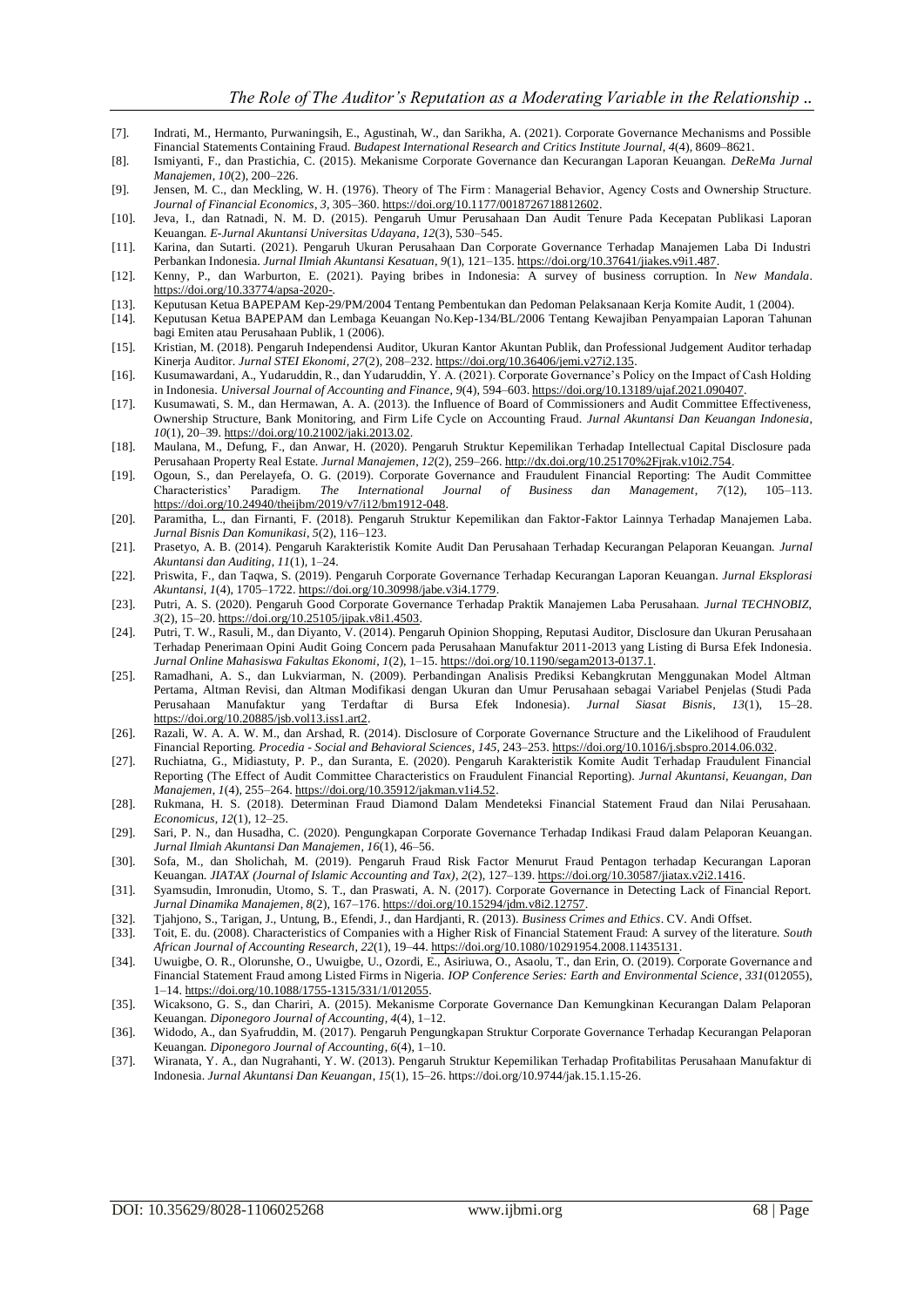[7]. Indrati, M., Hermanto, Purwaningsih, E., Agustinah, W., dan Sarikha, A. (2021). Corporate Governance Mechanisms and Possible Financial Statements Containing Fraud. *Budapest International Research and Critics Institute Journal*, *4*(4), 8609–8621.

[8]. Ismiyanti, F., dan Prastichia, C. (2015). Mekanisme Corporate Governance dan Kecurangan Laporan Keuangan. *DeReMa Jurnal Manajemen*, *10*(2), 200–226.

[9]. Jensen, M. C., dan Meckling, W. H. (1976). Theory of The Firm : Managerial Behavior, Agency Costs and Ownership Structure. *Journal of Financial Economics*, *3*, 305–360. https://doi.org/10.1177/0018726718812602.

[10]. Jeva, I., dan Ratnadi, N. M. D. (2015). Pengaruh Umur Perusahaan Dan Audit Tenure Pada Kecepatan Publikasi Laporan Keuangan. *E-Jurnal Akuntansi Universitas Udayana*, *12*(3), 530–545.

[11]. Karina, dan Sutarti. (2021). Pengaruh Ukuran Perusahaan Dan Corporate Governance Terhadap Manajemen Laba Di Industri Perbankan Indonesia. *Jurnal Ilmiah Akuntansi Kesatuan*, *9*(1), 121–135. https://doi.org/10.37641/jiakes.v9i1.487.

[12]. Kenny, P., dan Warburton, E. (2021). Paying bribes in Indonesia: A survey of business corruption. In *New Mandala*. https://doi.org/10.33774/apsa-2020-.

[13]. Keputusan Ketua BAPEPAM Kep-29/PM/2004 Tentang Pembentukan dan Pedoman Pelaksanaan Kerja Komite Audit, 1 (2004).

[14]. Keputusan Ketua BAPEPAM dan Lembaga Keuangan No.Kep-134/BL/2006 Tentang Kewajiban Penyampaian Laporan Tahunan bagi Emiten atau Perusahaan Publik, 1 (2006).

[15]. Kristian, M. (2018). Pengaruh Independensi Auditor, Ukuran Kantor Akuntan Publik, dan Professional Judgement Auditor terhadap Kinerja Auditor. *Jurnal STEI Ekonomi*, *27*(2), 208–232. https://doi.org/10.36406/jemi.v27i2.135.

[16]. Kusumawardani, A., Yudaruddin, R., dan Yudaruddin, Y. A. (2021). Corporate Governance's Policy on the Impact of Cash Holding in Indonesia. *Universal Journal of Accounting and Finance*, *9*(4), 594–603. https://doi.org/10.13189/ujaf.2021.090407.

[17]. Kusumawati, S. M., dan Hermawan, A. A. (2013). the Influence of Board of Commissioners and Audit Committee Effectiveness, Ownership Structure, Bank Monitoring, and Firm Life Cycle on Accounting Fraud. *Jurnal Akuntansi Dan Keuangan Indonesia*, *10*(1), 20–39. https://doi.org/10.21002/jaki.2013.02.

[18]. Maulana, M., Defung, F., dan Anwar, H. (2020). Pengaruh Struktur Kepemilikan Terhadap Intellectual Capital Disclosure pada Perusahaan Property Real Estate. *Jurnal Manajemen*, *12*(2), 259–266. http://dx.doi.org/10.25170%2Fjrak.v10i2.754.

[19]. Ogoun, S., dan Perelayefa, O. G. (2019). Corporate Governance and Fraudulent Financial Reporting: The Audit Committee Characteristics' Paradigm. *The International Journal of Business dan Management*, *7*(12), 105–113. https://doi.org/10.24940/theijbm/2019/v7/i12/bm1912-048.

[20]. Paramitha, L., dan Firnanti, F. (2018). Pengaruh Struktur Kepemilikan dan Faktor-Faktor Lainnya Terhadap Manajemen Laba. *Jurnal Bisnis Dan Komunikasi*, *5*(2), 116–123.

[21]. Prasetyo, A. B. (2014). Pengaruh Karakteristik Komite Audit Dan Perusahaan Terhadap Kecurangan Pelaporan Keuangan. *Jurnal Akuntansi dan Auditing*, *11*(1), 1–24.

[22]. Priswita, F., dan Taqwa, S. (2019). Pengaruh Corporate Governance Terhadap Kecurangan Laporan Keuangan. *Jurnal Eksplorasi Akuntansi*, *1*(4), 1705–1722. https://doi.org/10.30998/jabe.v3i4.1779.

[23]. Putri, A. S. (2020). Pengaruh Good Corporate Governance Terhadap Praktik Manajemen Laba Perusahaan. *Jurnal TECHNOBIZ*, *3*(2), 15–20. https://doi.org/10.25105/jipak.v8i1.4503.

[24]. Putri, T. W., Rasuli, M., dan Diyanto, V. (2014). Pengaruh Opinion Shopping, Reputasi Auditor, Disclosure dan Ukuran Perusahaan Terhadap Penerimaan Opini Audit Going Concern pada Perusahaan Manufaktur 2011-2013 yang Listing di Bursa Efek Indonesia. *Jurnal Online Mahasiswa Fakultas Ekonomi*, *1*(2), 1–15. https://doi.org/10.1190/segam2013-0137.1.

[25]. Ramadhani, A. S., dan Lukviarman, N. (2009). Perbandingan Analisis Prediksi Kebangkrutan Menggunakan Model Altman Pertama, Altman Revisi, dan Altman Modifikasi dengan Ukuran dan Umur Perusahaan sebagai Variabel Penjelas (Studi Pada Perusahaan Manufaktur yang Terdaftar di Bursa Efek Indonesia). *Jurnal Siasat Bisnis*, *13*(1), 15–28. https://doi.org/10.20885/jsb.vol13.iss1.art2.

[26]. Razali, W. A. A. W. M., dan Arshad, R. (2014). Disclosure of Corporate Governance Structure and the Likelihood of Fraudulent Financial Reporting. *Procedia - Social and Behavioral Sciences*, *145*, 243–253. https://doi.org/10.1016/j.sbspro.2014.06.032.

[27]. Ruchiatna, G., Midiastuty, P. P., dan Suranta, E. (2020). Pengaruh Karakteristik Komite Audit Terhadap Fraudulent Financial Reporting (The Effect of Audit Committee Characteristics on Fraudulent Financial Reporting). *Jurnal Akuntansi, Keuangan, Dan Manajemen*, *1*(4), 255–264. https://doi.org/10.35912/jakman.v1i4.52.

[28]. Rukmana, H. S. (2018). Determinan Fraud Diamond Dalam Mendeteksi Financial Statement Fraud dan Nilai Perusahaan. *Economicus*, *12*(1), 12–25.

[29]. Sari, P. N., dan Husadha, C. (2020). Pengungkapan Corporate Governance Terhadap Indikasi Fraud dalam Pelaporan Keuangan. *Jurnal Ilmiah Akuntansi Dan Manajemen*, *16*(1), 46–56.

[30]. Sofa, M., dan Sholichah, M. (2019). Pengaruh Fraud Risk Factor Menurut Fraud Pentagon terhadap Kecurangan Laporan Keuangan. *JIATAX (Journal of Islamic Accounting and Tax)*, *2*(2), 127–139. https://doi.org/10.30587/jiatax.v2i2.1416.

[31]. Syamsudin, Imronudin, Utomo, S. T., dan Praswati, A. N. (2017). Corporate Governance in Detecting Lack of Financial Report. *Jurnal Dinamika Manajemen*, *8*(2), 167–176. https://doi.org/10.15294/jdm.v8i2.12757.

[32]. Tjahjono, S., Tarigan, J., Untung, B., Efendi, J., dan Hardjanti, R. (2013). *Business Crimes and Ethics*. CV. Andi Offset.

[33]. Toit, E. du. (2008). Characteristics of Companies with a Higher Risk of Financial Statement Fraud: A survey of the literature. *South African Journal of Accounting Research*, *22*(1), 19–44. https://doi.org/10.1080/10291954.2008.11435131.

[34]. Uwuigbe, O. R., Olorunshe, O., Uwuigbe, U., Ozordi, E., Asiriuwa, O., Asaolu, T., dan Erin, O. (2019). Corporate Governance and Financial Statement Fraud among Listed Firms in Nigeria. *IOP Conference Series: Earth and Environmental Science*, *331*(012055), 1–14. https://doi.org/10.1088/1755-1315/331/1/012055.

[35]. Wicaksono, G. S., dan Chariri, A. (2015). Mekanisme Corporate Governance Dan Kemungkinan Kecurangan Dalam Pelaporan Keuangan. *Diponegoro Journal of Accounting*, *4*(4), 1–12.

[36]. Widodo, A., dan Syafruddin, M. (2017). Pengaruh Pengungkapan Struktur Corporate Governance Terhadap Kecurangan Pelaporan Keuangan. *Diponegoro Journal of Accounting*, *6*(4), 1–10.

[37]. Wiranata, Y. A., dan Nugrahanti, Y. W. (2013). Pengaruh Struktur Kepemilikan Terhadap Profitabilitas Perusahaan Manufaktur di Indonesia. *Jurnal Akuntansi Dan Keuangan*, *15*(1), 15–26. https://doi.org/10.9744/jak.15.1.15-26.